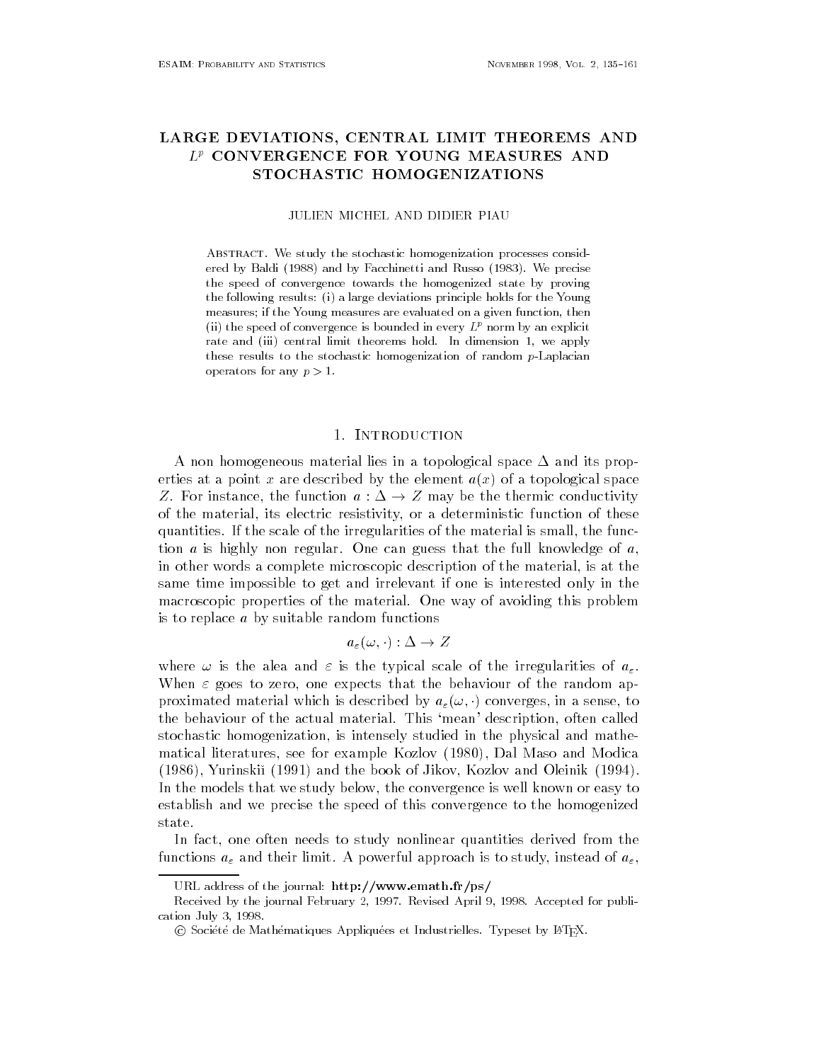# LARGE DEVIATIONS, CENTRAL LIMIT THEOREMS AND $L^p$ CONVERGENCE FOR YOUNG MEASURES AND STOCHASTIC HOMOGENIZATIONS

JULIEN MICHEL AND DIDIER PIAU

Abstract. We study the stochastic homogenization processes considered by Baldi (1988) and by Facchinetti and Russo (1983). We precise the speed of convergence towards the homogenized state by proving the following results: (i) a large deviations principle holds for the Young measures; if the Young measures are evaluated on a given function, then (ii) the speed of convergence is bounded in every $L^p$ norm by an explicit rate and (iii) central limit theorems hold. In dimension 1, we apply these results to the stochastic homogenization of random $p$-Laplacian operators for any $p > 1$.

## 1. Introduction

A non homogeneous material lies in a topological space $\Delta$ and its properties at a point $x$ are described by the element $a(x)$ of a topological space $Z$. For instance, the function $a : \Delta \to Z$ may be the thermic conductivity of the material, its electric resistivity, or a deterministic function of these quantities. If the scale of the irregularities of the material is small, the function $a$ is highly non regular. One can guess that the full knowledge of $a$, in other words a complete microscopic description of the material, is at the same time impossible to get and irrelevant if one is interested only in the macroscopic properties of the material. One way of avoiding this problem is to replace $a$ by suitable random functions

$$a_\varepsilon(\omega, \cdot) : \Delta \to Z$$

where $\omega$ is the alea and $\varepsilon$ is the typical scale of the irregularities of $a_\varepsilon$. When $\varepsilon$ goes to zero, one expects that the behaviour of the random approximated material which is described by $a_\varepsilon(\omega, \cdot)$ converges, in a sense, to the behaviour of the actual material. This 'mean' description, often called stochastic homogenization, is intensely studied in the physical and mathematical literatures, see for example Kozlov (1980), Dal Maso and Modica (1986), Yurinskiĭ (1991) and the book of Jikov, Kozlov and Oleinik (1994). In the models that we study below, the convergence is well known or easy to establish and we precise the speed of this convergence to the homogenized state.

In fact, one often needs to study nonlinear quantities derived from the functions $a_\varepsilon$ and their limit. A powerful approach is to study, instead of $a_\varepsilon$,

URL address of the journal: http://www.emath.fr/ps/

Received by the journal February 2, 1997. Revised April 9, 1998. Accepted for publication July 3, 1998.

© Société de Mathématiques Appliquées et Industrielles. Typeset by LaTeX.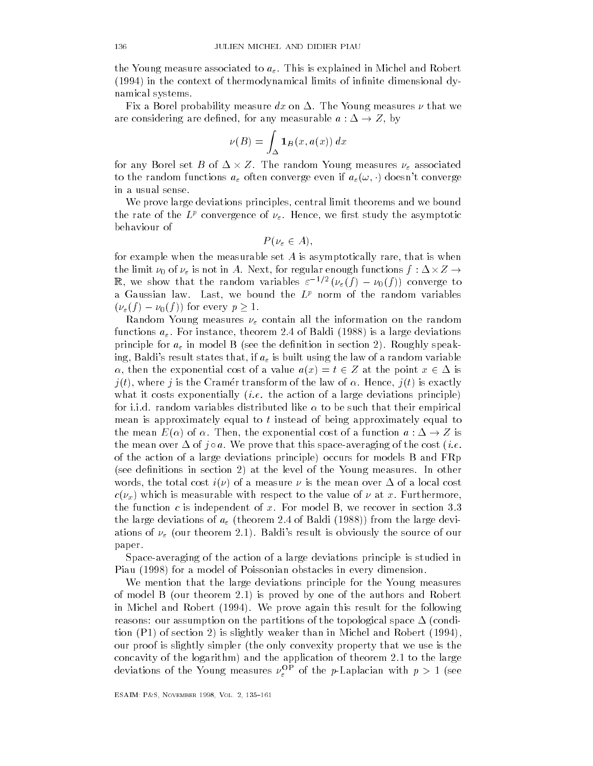the Young measure associated to $a_\varepsilon$. This is explained in Michel and Robert (1994) in the context of thermodynamical limits of infinite dimensional dynamical systems.

Fix a Borel probability measure $dx$ on $\Delta$. The Young measures $\nu$ that we are considering are defined, for any measurable $a : \Delta \to Z$, by

$$\nu(B) = \int_\Delta \mathbf{1}_B(x, a(x))\, dx$$

for any Borel set $B$ of $\Delta \times Z$. The random Young measures $\nu_\varepsilon$ associated to the random functions $a_\varepsilon$ often converge even if $a_\varepsilon(\omega, \cdot)$ doesn't converge in a usual sense.

We prove large deviations principles, central limit theorems and we bound the rate of the $L^p$ convergence of $\nu_\varepsilon$. Hence, we first study the asymptotic behaviour of

$$P(\nu_\varepsilon \in A),$$

for example when the measurable set $A$ is asymptotically rare, that is when the limit $\nu_0$ of $\nu_\varepsilon$ is not in $A$. Next, for regular enough functions $f : \Delta \times Z \to \mathbb{R}$, we show that the random variables $\varepsilon^{-1/2}(\nu_\varepsilon(f) - \nu_0(f))$ converge to a Gaussian law. Last, we bound the $L^p$ norm of the random variables $(\nu_\varepsilon(f) - \nu_0(f))$ for every $p \geq 1$.

Random Young measures $\nu_\varepsilon$ contain all the information on the random functions $a_\varepsilon$. For instance, theorem 2.4 of Baldi (1988) is a large deviations principle for $a_\varepsilon$ in model B (see the definition in section 2). Roughly speaking, Baldi's result states that, if $a_\varepsilon$ is built using the law of a random variable $\alpha$, then the exponential cost of a value $a(x) = t \in Z$ at the point $x \in \Delta$ is $j(t)$, where $j$ is the Cramér transform of the law of $\alpha$. Hence, $j(t)$ is exactly what it costs exponentially (*i.e.* the action of a large deviations principle) for i.i.d. random variables distributed like $\alpha$ to be such that their empirical mean is approximately equal to $t$ instead of being approximately equal to the mean $E(\alpha)$ of $\alpha$. Then, the exponential cost of a function $a : \Delta \to Z$ is the mean over $\Delta$ of $j \circ a$. We prove that this space-averaging of the cost (*i.e.* of the action of a large deviations principle) occurs for models B and FRp (see definitions in section 2) at the level of the Young measures. In other words, the total cost $i(\nu)$ of a measure $\nu$ is the mean over $\Delta$ of a local cost $c(\nu_x)$ which is measurable with respect to the value of $\nu$ at $x$. Furthermore, the function $c$ is independent of $x$. For model B, we recover in section 3.3 the large deviations of $a_\varepsilon$ (theorem 2.4 of Baldi (1988)) from the large deviations of $\nu_\varepsilon$ (our theorem 2.1). Baldi's result is obviously the source of our paper.

Space-averaging of the action of a large deviations principle is studied in Piau (1998) for a model of Poissonian obstacles in every dimension.

We mention that the large deviations principle for the Young measures of model B (our theorem 2.1) is proved by one of the authors and Robert in Michel and Robert (1994). We prove again this result for the following reasons: our assumption on the partitions of the topological space $\Delta$ (condition (P1) of section 2) is slightly weaker than in Michel and Robert (1994), our proof is slightly simpler (the only convexity property that we use is the concavity of the logarithm) and the application of theorem 2.1 to the large deviations of the Young measures $\nu_\varepsilon^{\mathrm{OP}}$ of the $p$-Laplacian with $p > 1$ (see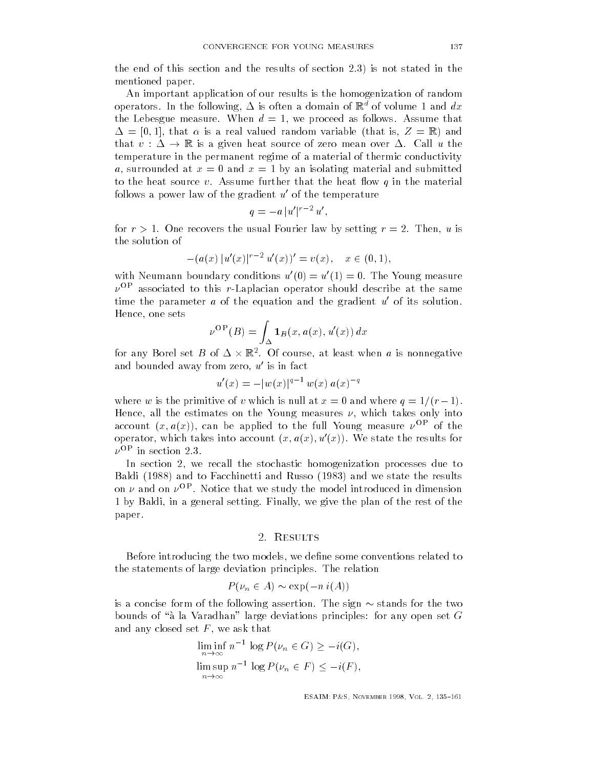the end of this section and the results of section 2.3) is not stated in the mentioned paper.

An important application of our results is the homogenization of random operators. In the following, $\Delta$ is often a domain of $\mathbb{R}^d$ of volume 1 and $dx$ the Lebesgue measure. When $d = 1$, we proceed as follows. Assume that $\Delta = [0, 1]$, that $\alpha$ is a real valued random variable (that is, $Z = \mathbb{R}$) and that $v : \Delta \to \mathbb{R}$ is a given heat source of zero mean over $\Delta$. Call $u$ the temperature in the permanent regime of a material of thermic conductivity $a$, surrounded at $x = 0$ and $x = 1$ by an isolating material and submitted to the heat source $v$. Assume further that the heat flow $q$ in the material follows a power law of the gradient $u'$ of the temperature

$$q = -a\,|u'|^{r-2}\,u',$$

for $r > 1$. One recovers the usual Fourier law by setting $r = 2$. Then, $u$ is the solution of

$$-(a(x)\,|u'(x)|^{r-2}\,u'(x))' = v(x), \quad x \in (0, 1),$$

with Neumann boundary conditions $u'(0) = u'(1) = 0$. The Young measure $\nu^{\mathrm{OP}}$ associated to this $r$-Laplacian operator should describe at the same time the parameter $a$ of the equation and the gradient $u'$ of its solution. Hence, one sets

$$\nu^{\mathrm{OP}}(B) = \int_\Delta \mathbf{1}_B(x, a(x), u'(x))\,dx$$

for any Borel set $B$ of $\Delta \times \mathbb{R}^2$. Of course, at least when $a$ is nonnegative and bounded away from zero, $u'$ is in fact

$$u'(x) = -|w(x)|^{q-1}\,w(x)\,a(x)^{-q}$$

where $w$ is the primitive of $v$ which is null at $x = 0$ and where $q = 1/(r-1)$. Hence, all the estimates on the Young measures $\nu$, which takes only into account $(x, a(x))$, can be applied to the full Young measure $\nu^{\mathrm{OP}}$ of the operator, which takes into account $(x, a(x), u'(x))$. We state the results for $\nu^{\mathrm{OP}}$ in section 2.3.

In section 2, we recall the stochastic homogenization processes due to Baldi (1988) and to Facchinetti and Russo (1983) and we state the results on $\nu$ and on $\nu^{\mathrm{OP}}$. Notice that we study the model introduced in dimension 1 by Baldi, in a general setting. Finally, we give the plan of the rest of the paper.

## 2. Results

Before introducing the two models, we define some conventions related to the statements of large deviation principles. The relation

$$P(\nu_n \in A) \sim \exp(-n\,i(A))$$

is a concise form of the following assertion. The sign $\sim$ stands for the two bounds of "à la Varadhan" large deviations principles: for any open set $G$ and any closed set $F$, we ask that

$$\liminf_{n\to\infty} n^{-1}\,\log P(\nu_n \in G) \geq -i(G),$$
$$\limsup_{n\to\infty} n^{-1}\,\log P(\nu_n \in F) \leq -i(F),$$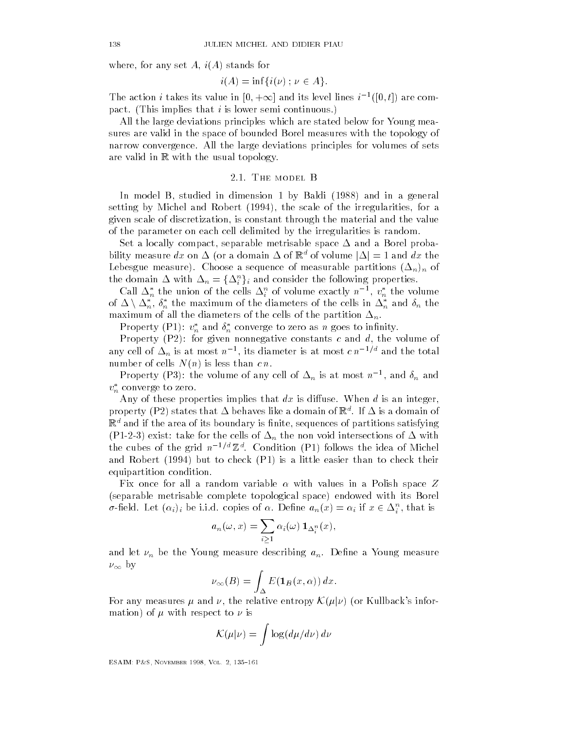where, for any set $A$, $i(A)$ stands for

$$i(A) = \inf\{i(\nu) \,;\, \nu \in A\}.$$

The action $i$ takes its value in $[0, +\infty]$ and its level lines $i^{-1}([0, t])$ are compact. (This implies that $i$ is lower semi continuous.)

All the large deviations principles which are stated below for Young measures are valid in the space of bounded Borel measures with the topology of narrow convergence. All the large deviations principles for volumes of sets are valid in $\mathbb{R}$ with the usual topology.

### 2.1. The model B

In model B, studied in dimension 1 by Baldi (1988) and in a general setting by Michel and Robert (1994), the scale of the irregularities, for a given scale of discretization, is constant through the material and the value of the parameter on each cell delimited by the irregularities is random.

Set a locally compact, separable metrisable space $\Delta$ and a Borel probability measure $dx$ on $\Delta$ (or a domain $\Delta$ of $\mathbb{R}^d$ of volume $|\Delta| = 1$ and $dx$ the Lebesgue measure). Choose a sequence of measurable partitions $(\Delta_n)_n$ of the domain $\Delta$ with $\Delta_n = \{\Delta_i^n\}_i$ and consider the following properties.

Call $\Delta_n^*$ the union of the cells $\Delta_i^n$ of volume exactly $n^{-1}$, $v_n^*$ the volume of $\Delta \setminus \Delta_n^*$, $\delta_n^*$ the maximum of the diameters of the cells in $\Delta_n^*$ and $\delta_n$ the maximum of all the diameters of the cells of the partition $\Delta_n$.

Property (P1): $v_n^*$ and $\delta_n^*$ converge to zero as $n$ goes to infinity.

Property (P2): for given nonnegative constants $c$ and $d$, the volume of any cell of $\Delta_n$ is at most $n^{-1}$, its diameter is at most $c\, n^{-1/d}$ and the total number of cells $N(n)$ is less than $c\, n$.

Property (P3): the volume of any cell of $\Delta_n$ is at most $n^{-1}$, and $\delta_n$ and $v_n^*$ converge to zero.

Any of these properties implies that $dx$ is diffuse. When $d$ is an integer, property (P2) states that $\Delta$ behaves like a domain of $\mathbb{R}^d$. If $\Delta$ is a domain of $\mathbb{R}^d$ and if the area of its boundary is finite, sequences of partitions satisfying (P1-2-3) exist: take for the cells of $\Delta_n$ the non void intersections of $\Delta$ with the cubes of the grid $n^{-1/d}\,\mathbb{Z}^d$. Condition (P1) follows the idea of Michel and Robert (1994) but to check (P1) is a little easier than to check their equipartition condition.

Fix once for all a random variable $\alpha$ with values in a Polish space $Z$ (separable metrisable complete topological space) endowed with its Borel $\sigma$-field. Let $(\alpha_i)_i$ be i.i.d. copies of $\alpha$. Define $a_n(x) = \alpha_i$ if $x \in \Delta_i^n$, that is

$$a_n(\omega, x) = \sum_{i \geq 1} \alpha_i(\omega)\, \mathbf{1}_{\Delta_i^n}(x),$$

and let $\nu_n$ be the Young measure describing $a_n$. Define a Young measure $\nu_\infty$ by

$$\nu_\infty(B) = \int_\Delta E(\mathbf{1}_B(x, \alpha))\, dx.$$

For any measures $\mu$ and $\nu$, the relative entropy $\mathcal{K}(\mu|\nu)$ (or Kullback's information) of $\mu$ with respect to $\nu$ is

$$\mathcal{K}(\mu|\nu) = \int \log(d\mu/d\nu)\, d\nu$$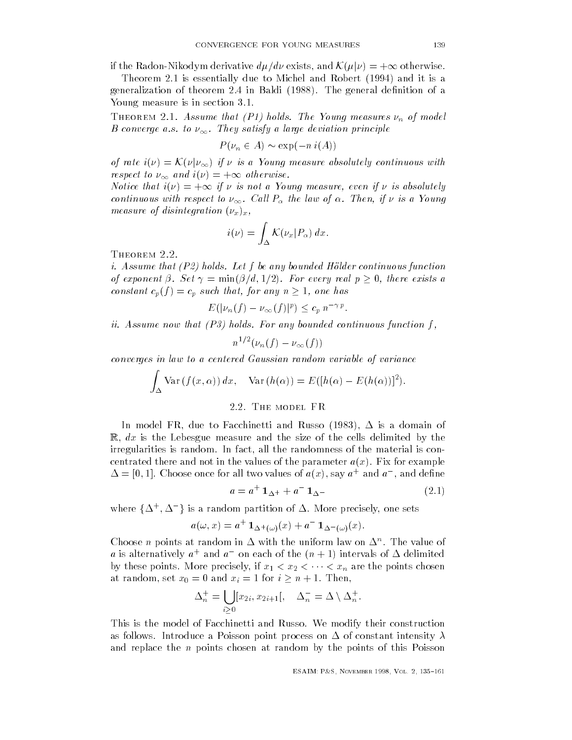if the Radon-Nikodym derivative $d\mu/d\nu$ exists, and $\mathcal{K}(\mu|\nu) = +\infty$ otherwise.

Theorem 2.1 is essentially due to Michel and Robert (1994) and it is a generalization of theorem 2.4 in Baldi (1988). The general definition of a Young measure is in section 3.1.

**Theorem 2.1.** *Assume that (P1) holds. The Young measures $\nu_n$ of model B converge a.s. to $\nu_\infty$. They satisfy a large deviation principle*

$$P(\nu_n \in A) \sim \exp(-n\, i(A))$$

*of rate $i(\nu) = \mathcal{K}(\nu|\nu_\infty)$ if $\nu$ is a Young measure absolutely continuous with respect to $\nu_\infty$ and $i(\nu) = +\infty$ otherwise.*
*Notice that $i(\nu) = +\infty$ if $\nu$ is not a Young measure, even if $\nu$ is absolutely continuous with respect to $\nu_\infty$. Call $P_\alpha$ the law of $\alpha$. Then, if $\nu$ is a Young measure of disintegration $(\nu_x)_x$,*

$$i(\nu) = \int_\Delta \mathcal{K}(\nu_x|P_\alpha)\, dx.$$

**Theorem 2.2.**
*i. Assume that (P2) holds. Let $f$ be any bounded Hölder continuous function of exponent $\beta$. Set $\gamma = \min(\beta/d, 1/2)$. For every real $p \geq 0$, there exists a constant $c_p(f) = c_p$ such that, for any $n \geq 1$, one has*

$$E(|\nu_n(f) - \nu_\infty(f)|^p) \leq c_p\, n^{-\gamma\, p}.$$

*ii. Assume now that (P3) holds. For any bounded continuous function $f$,*

$$n^{1/2}(\nu_n(f) - \nu_\infty(f))$$

*converges in law to a centered Gaussian random variable of variance*

$$\int_\Delta \mathrm{Var}\,(f(x,\alpha))\, dx, \quad \mathrm{Var}\,(h(\alpha)) = E([h(\alpha) - E(h(\alpha))]^2).$$

## 2.2. The model FR

In model FR, due to Facchinetti and Russo (1983), $\Delta$ is a domain of $\mathbb{R}$, $dx$ is the Lebesgue measure and the size of the cells delimited by the irregularities is random. In fact, all the randomness of the material is concentrated there and not in the values of the parameter $a(x)$. Fix for example $\Delta = [0,1]$. Choose once for all two values of $a(x)$, say $a^+$ and $a^-$, and define

$$a = a^+\,\mathbf{1}_{\Delta^+} + a^-\,\mathbf{1}_{\Delta^-} \tag{2.1}$$

where $\{\Delta^+, \Delta^-\}$ is a random partition of $\Delta$. More precisely, one sets

$$a(\omega, x) = a^+\,\mathbf{1}_{\Delta^+(\omega)}(x) + a^-\,\mathbf{1}_{\Delta^-(\omega)}(x).$$

Choose $n$ points at random in $\Delta$ with the uniform law on $\Delta^n$. The value of $a$ is alternatively $a^+$ and $a^-$ on each of the $(n+1)$ intervals of $\Delta$ delimited by these points. More precisely, if $x_1 < x_2 < \cdots < x_n$ are the points chosen at random, set $x_0 = 0$ and $x_i = 1$ for $i \geq n+1$. Then,

$$\Delta_n^+ = \bigcup_{i \geq 0} [x_{2i}, x_{2i+1}[, \quad \Delta_n^- = \Delta \setminus \Delta_n^+.$$

This is the model of Facchinetti and Russo. We modify their construction as follows. Introduce a Poisson point process on $\Delta$ of constant intensity $\lambda$ and replace the $n$ points chosen at random by the points of this Poisson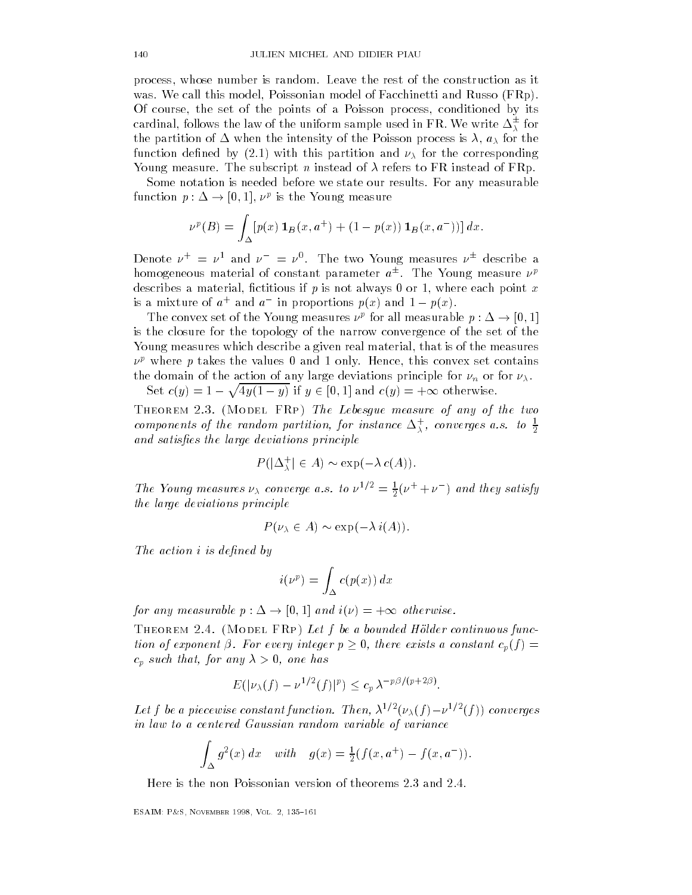process, whose number is random. Leave the rest of the construction as it was. We call this model, Poissonian model of Facchinetti and Russo (FRp). Of course, the set of the points of a Poisson process, conditioned by its cardinal, follows the law of the uniform sample used in FR. We write $\Delta^\pm_\lambda$ for the partition of $\Delta$ when the intensity of the Poisson process is $\lambda$, $a_\lambda$ for the function defined by (2.1) with this partition and $\nu_\lambda$ for the corresponding Young measure. The subscript $n$ instead of $\lambda$ refers to FR instead of FRp.

Some notation is needed before we state our results. For any measurable function $p : \Delta \to [0,1]$, $\nu^p$ is the Young measure

$$\nu^p(B) = \int_\Delta [p(x)\,\mathbf{1}_B(x, a^+) + (1 - p(x))\,\mathbf{1}_B(x, a^-))]\,dx.$$

Denote $\nu^+ = \nu^1$ and $\nu^- = \nu^0$. The two Young measures $\nu^\pm$ describe a homogeneous material of constant parameter $a^\pm$. The Young measure $\nu^p$ describes a material, fictitious if $p$ is not always 0 or 1, where each point $x$ is a mixture of $a^+$ and $a^-$ in proportions $p(x)$ and $1 - p(x)$.

The convex set of the Young measures $\nu^p$ for all measurable $p : \Delta \to [0,1]$ is the closure for the topology of the narrow convergence of the set of the Young measures which describe a given real material, that is of the measures $\nu^p$ where $p$ takes the values 0 and 1 only. Hence, this convex set contains the domain of the action of any large deviations principle for $\nu_n$ or for $\nu_\lambda$.

Set $c(y) = 1 - \sqrt{4y(1-y)}$ if $y \in [0,1]$ and $c(y) = +\infty$ otherwise.

Theorem 2.3. (Model FRp) *The Lebesgue measure of any of the two components of the random partition, for instance $\Delta^+_\lambda$, converges a.s. to $\frac{1}{2}$ and satisfies the large deviations principle*

$$P(|\Delta^+_\lambda| \in A) \sim \exp(-\lambda\, c(A)).$$

*The Young measures $\nu_\lambda$ converge a.s. to $\nu^{1/2} = \frac{1}{2}(\nu^+ + \nu^-)$ and they satisfy the large deviations principle*

$$P(\nu_\lambda \in A) \sim \exp(-\lambda\, i(A)).$$

*The action $i$ is defined by*

$$i(\nu^p) = \int_\Delta c(p(x))\,dx$$

*for any measurable $p : \Delta \to [0,1]$ and $i(\nu) = +\infty$ otherwise.*

Theorem 2.4. (Model FRp) *Let $f$ be a bounded Hölder continuous function of exponent $\beta$. For every integer $p \geq 0$, there exists a constant $c_p(f) = c_p$ such that, for any $\lambda > 0$, one has*

$$E(|\nu_\lambda(f) - \nu^{1/2}(f)|^p) \leq c_p\,\lambda^{-p\beta/(p+2\beta)}.$$

*Let $f$ be a piecewise constant function. Then, $\lambda^{1/2}(\nu_\lambda(f) - \nu^{1/2}(f))$ converges in law to a centered Gaussian random variable of variance*

$$\int_\Delta g^2(x)\,dx \quad \textit{with} \quad g(x) = \tfrac{1}{2}(f(x, a^+) - f(x, a^-)).$$

Here is the non Poissonian version of theorems 2.3 and 2.4.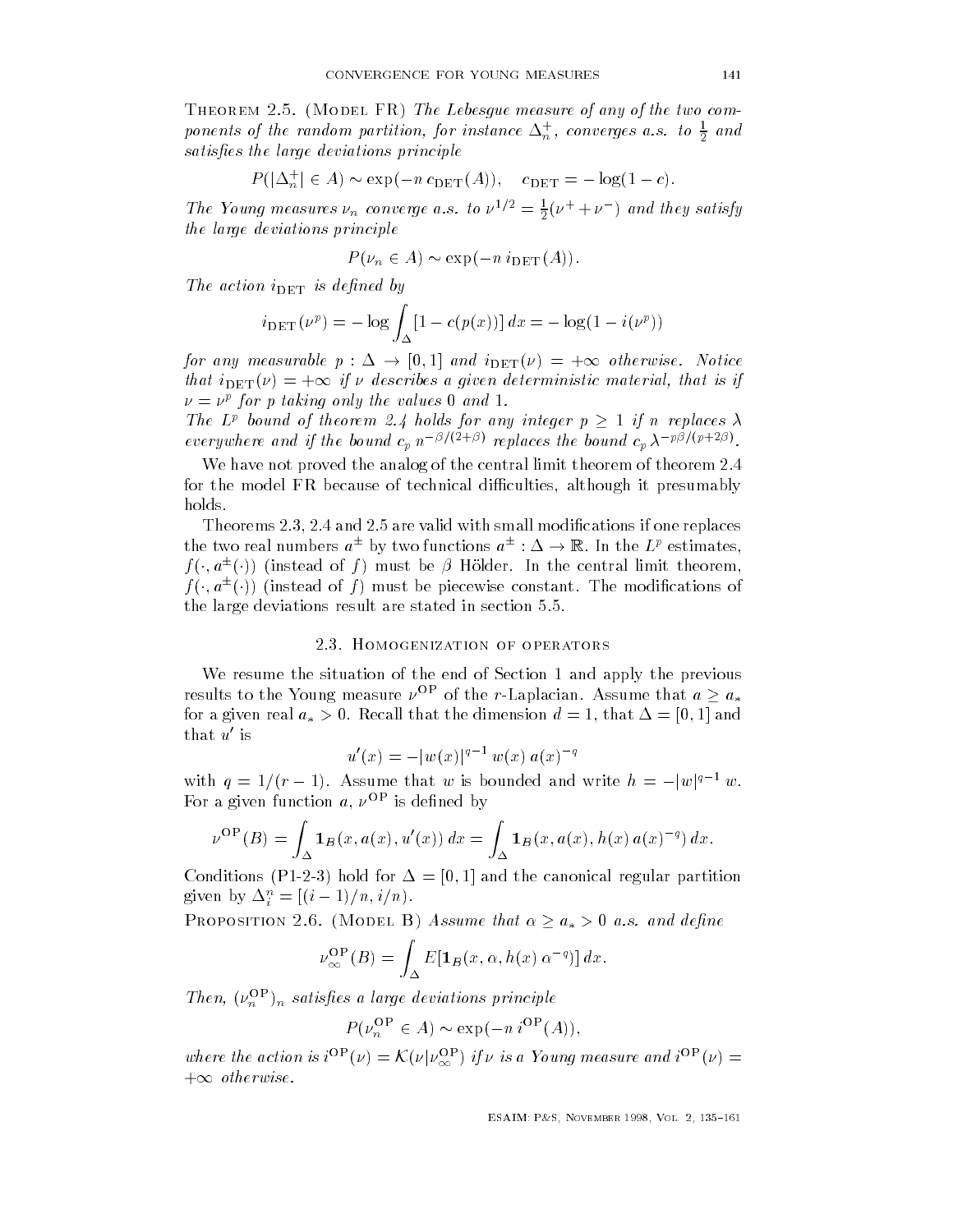Theorem 2.5. (Model FR) *The Lebesgue measure of any of the two components of the random partition, for instance $\Delta_n^+$, converges a.s. to $\frac{1}{2}$ and satisfies the large deviations principle*

$$P(|\Delta_n^+| \in A) \sim \exp(-n\, c_{\rm DET}(A)), \quad c_{\rm DET} = -\log(1-c).$$

*The Young measures $\nu_n$ converge a.s. to $\nu^{1/2} = \frac{1}{2}(\nu^+ + \nu^-)$ and they satisfy the large deviations principle*

$$P(\nu_n \in A) \sim \exp(-n\, i_{\rm DET}(A)).$$

*The action $i_{\rm DET}$ is defined by*

$$i_{\rm DET}(\nu^p) = -\log \int_\Delta [1 - c(p(x))]\, dx = -\log(1 - i(\nu^p))$$

*for any measurable $p : \Delta \to [0,1]$ and $i_{\rm DET}(\nu) = +\infty$ otherwise. Notice that $i_{\rm DET}(\nu) = +\infty$ if $\nu$ describes a given deterministic material, that is if $\nu = \nu^p$ for $p$ taking only the values 0 and 1.*
*The $L^p$ bound of theorem 2.4 holds for any integer $p \geq 1$ if $n$ replaces $\lambda$ everywhere and if the bound $c_p\, n^{-\beta/(2+\beta)}$ replaces the bound $c_p\, \lambda^{-p\beta/(p+2\beta)}$.*

We have not proved the analog of the central limit theorem of theorem 2.4 for the model FR because of technical difficulties, although it presumably holds.

Theorems 2.3, 2.4 and 2.5 are valid with small modifications if one replaces the two real numbers $a^\pm$ by two functions $a^\pm : \Delta \to \mathbb{R}$. In the $L^p$ estimates, $f(\cdot, a^\pm(\cdot))$ (instead of $f$) must be $\beta$ Hölder. In the central limit theorem, $f(\cdot, a^\pm(\cdot))$ (instead of $f$) must be piecewise constant. The modifications of the large deviations result are stated in section 5.5.

## 2.3. Homogenization of operators

We resume the situation of the end of Section 1 and apply the previous results to the Young measure $\nu^{\rm OP}$ of the $r$-Laplacian. Assume that $a \geq a_*$ for a given real $a_* > 0$. Recall that the dimension $d = 1$, that $\Delta = [0,1]$ and that $u'$ is

$$u'(x) = -|w(x)|^{q-1}\, w(x)\, a(x)^{-q}$$

with $q = 1/(r-1)$. Assume that $w$ is bounded and write $h = -|w|^{q-1}\, w$. For a given function $a$, $\nu^{\rm OP}$ is defined by

$$\nu^{\rm OP}(B) = \int_\Delta \mathbf{1}_B(x, a(x), u'(x))\, dx = \int_\Delta \mathbf{1}_B(x, a(x), h(x)\, a(x)^{-q})\, dx.$$

Conditions (P1-2-3) hold for $\Delta = [0,1]$ and the canonical regular partition given by $\Delta_i^n = [(i-1)/n, i/n)$.

Proposition 2.6. (Model B) *Assume that $\alpha \geq a_* > 0$ a.s. and define*

$$\nu_\infty^{\rm OP}(B) = \int_\Delta E[\mathbf{1}_B(x, \alpha, h(x)\, \alpha^{-q})]\, dx.$$

*Then, $(\nu_n^{\rm OP})_n$ satisfies a large deviations principle*

$$P(\nu_n^{\rm OP} \in A) \sim \exp(-n\, i^{\rm OP}(A)),$$

*where the action is $i^{\rm OP}(\nu) = \mathcal{K}(\nu | \nu_\infty^{\rm OP})$ if $\nu$ is a Young measure and $i^{\rm OP}(\nu) = +\infty$ otherwise.*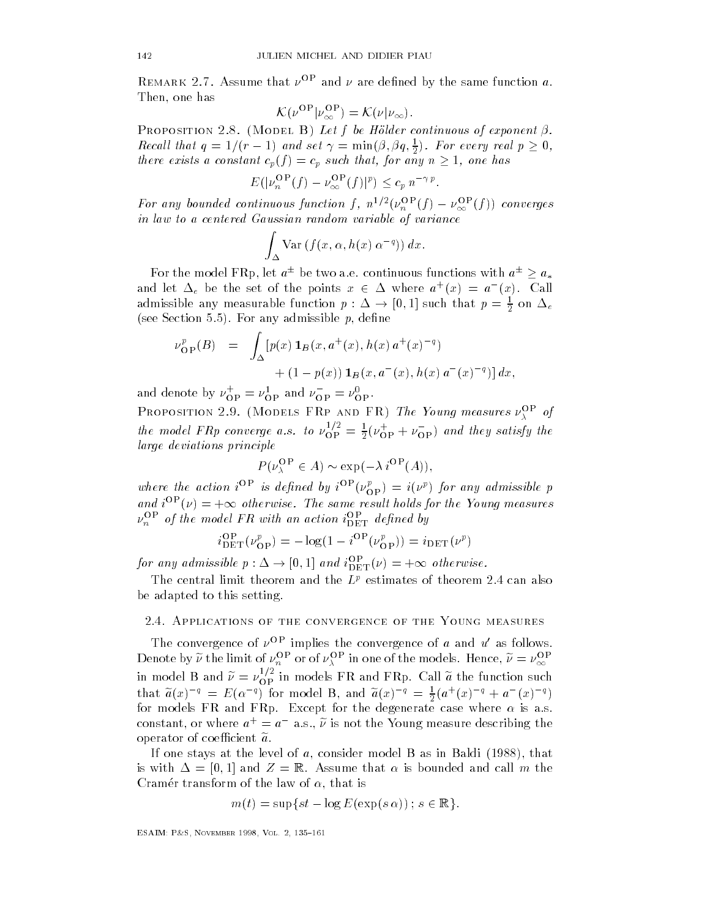Remark 2.7. Assume that $\nu^{\rm OP}$ and $\nu$ are defined by the same function $a$. Then, one has

$$\mathcal{K}(\nu^{\rm OP}|\nu^{\rm OP}_\infty) = \mathcal{K}(\nu|\nu_\infty).$$

Proposition 2.8. (Model B) *Let $f$ be Hölder continuous of exponent $\beta$. Recall that $q = 1/(r-1)$ and set $\gamma = \min(\beta, \beta q, \frac{1}{2})$. For every real $p \geq 0$, there exists a constant $c_p(f) = c_p$ such that, for any $n \geq 1$, one has*

$$E(|\nu^{\rm OP}_n(f) - \nu^{\rm OP}_\infty(f)|^p) \leq c_p\, n^{-\gamma\, p}.$$

*For any bounded continuous function $f$, $n^{1/2}(\nu^{\rm OP}_n(f) - \nu^{\rm OP}_\infty(f))$ converges in law to a centered Gaussian random variable of variance*

$$\int_\Delta \operatorname{Var}(f(x, \alpha, h(x)\,\alpha^{-q}))\, dx.$$

For the model FRp, let $a^\pm$ be two a.e. continuous functions with $a^\pm \geq a_*$ and let $\Delta_e$ be the set of the points $x \in \Delta$ where $a^+(x) = a^-(x)$. Call admissible any measurable function $p : \Delta \to [0,1]$ such that $p = \frac{1}{2}$ on $\Delta_e$ (see Section 5.5). For any admissible $p$, define

$$\begin{aligned}\nu^p_{\rm OP}(B) &= \int_\Delta [p(x)\,\mathbf{1}_B(x, a^+(x), h(x)\,a^+(x)^{-q}) \\ &\qquad + (1-p(x))\,\mathbf{1}_B(x, a^-(x), h(x)\,a^-(x)^{-q})]\, dx,\end{aligned}$$

and denote by $\nu^+_{\rm OP} = \nu^1_{\rm OP}$ and $\nu^-_{\rm OP} = \nu^0_{\rm OP}$.

Proposition 2.9. (Models FRp and FR) *The Young measures $\nu^{\rm OP}_\lambda$ of the model FRp converge a.s. to $\nu^{1/2}_{\rm OP} = \frac{1}{2}(\nu^+_{\rm OP} + \nu^-_{\rm OP})$ and they satisfy the large deviations principle*

$$P(\nu^{\rm OP}_\lambda \in A) \sim \exp(-\lambda\, i^{\rm OP}(A)),$$

*where the action $i^{\rm OP}$ is defined by $i^{\rm OP}(\nu^p_{\rm OP}) = i(\nu^p)$ for any admissible $p$ and $i^{\rm OP}(\nu) = +\infty$ otherwise. The same result holds for the Young measures $\nu^{\rm OP}_n$ of the model FR with an action $i^{\rm OP}_{\rm DET}$ defined by*

$$i^{\rm OP}_{\rm DET}(\nu^p_{\rm OP}) = -\log(1 - i^{\rm OP}(\nu^p_{\rm OP})) = i_{\rm DET}(\nu^p)$$

*for any admissible $p : \Delta \to [0,1]$ and $i^{\rm OP}_{\rm DET}(\nu) = +\infty$ otherwise.*

The central limit theorem and the $L^p$ estimates of theorem 2.4 can also be adapted to this setting.

### 2.4. Applications of the convergence of the Young measures

The convergence of $\nu^{\rm OP}$ implies the convergence of $a$ and $u'$ as follows. Denote by $\widetilde{\nu}$ the limit of $\nu^{\rm OP}_n$ or of $\nu^{\rm OP}_\lambda$ in one of the models. Hence, $\widetilde{\nu} = \nu^{\rm OP}_\infty$ in model B and $\widetilde{\nu} = \nu^{1/2}_{\rm OP}$ in models FR and FRp. Call $\widetilde{a}$ the function such that $\widetilde{a}(x)^{-q} = E(\alpha^{-q})$ for model B, and $\widetilde{a}(x)^{-q} = \frac{1}{2}(a^+(x)^{-q} + a^-(x)^{-q})$ for models FR and FRp. Except for the degenerate case where $\alpha$ is a.s. constant, or where $a^+ = a^-$ a.s., $\widetilde{\nu}$ is not the Young measure describing the operator of coefficient $\widetilde{a}$.

If one stays at the level of $a$, consider model B as in Baldi (1988), that is with $\Delta = [0,1]$ and $Z = \mathbb{R}$. Assume that $\alpha$ is bounded and call $m$ the Cramér transform of the law of $\alpha$, that is

$$m(t) = \sup\{st - \log E(\exp(s\,\alpha))\,;\, s \in \mathbb{R}\}.$$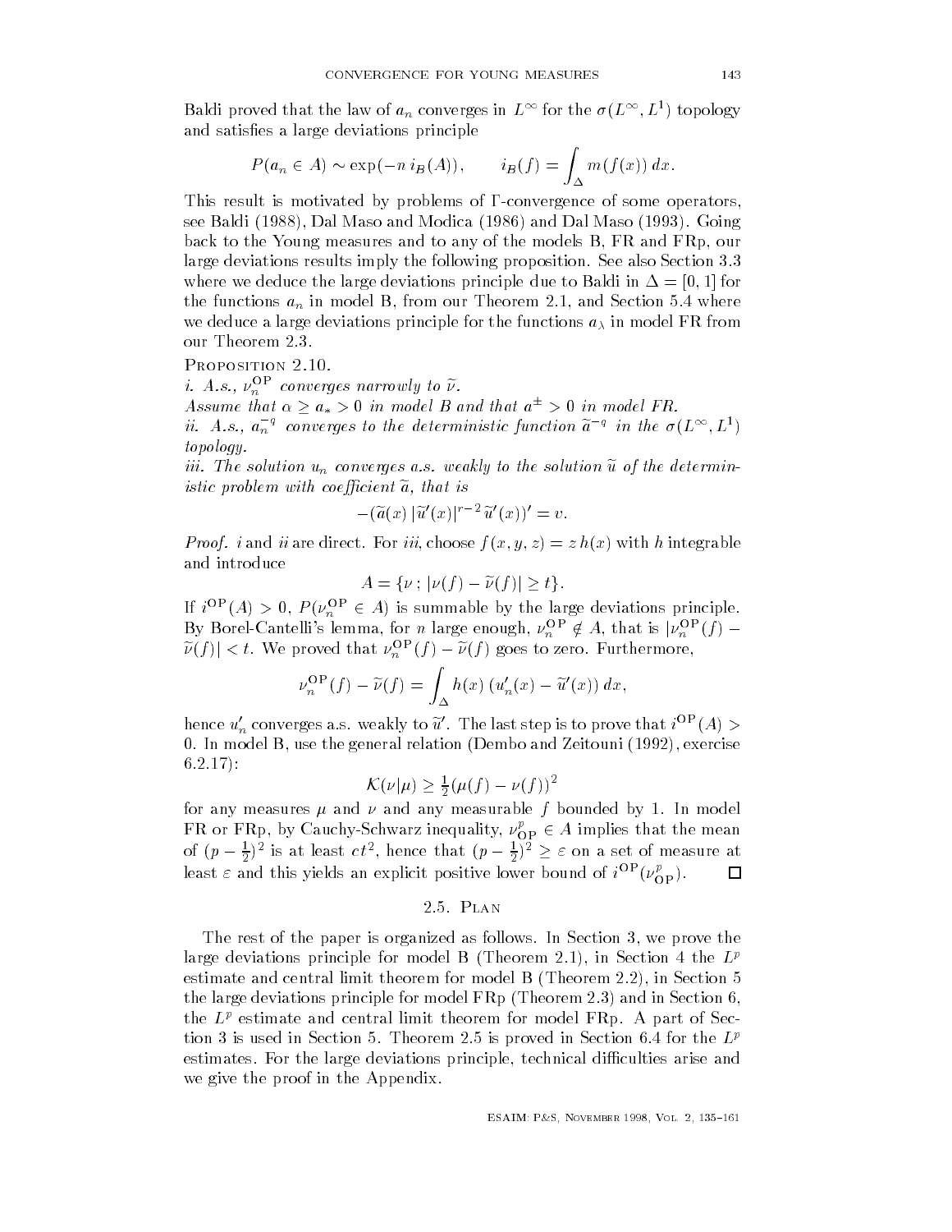Baldi proved that the law of $a_n$ converges in $L^\infty$ for the $\sigma(L^\infty, L^1)$ topology and satisfies a large deviations principle

$$P(a_n \in A) \sim \exp(-n\, i_B(A)), \qquad i_B(f) = \int_\Delta m(f(x))\, dx.$$

This result is motivated by problems of $\Gamma$-convergence of some operators, see Baldi (1988), Dal Maso and Modica (1986) and Dal Maso (1993). Going back to the Young measures and to any of the models B, FR and FRp, our large deviations results imply the following proposition. See also Section 3.3 where we deduce the large deviations principle due to Baldi in $\Delta = [0,1]$ for the functions $a_n$ in model B, from our Theorem 2.1, and Section 5.4 where we deduce a large deviations principle for the functions $a_\lambda$ in model FR from our Theorem 2.3.

Proposition 2.10.

*i. A.s.,* $\nu_n^{\mathrm{OP}}$ *converges narrowly to* $\widetilde{\nu}$.

*Assume that* $\alpha \geq a_* > 0$ *in model B and that* $a^\pm > 0$ *in model FR.*

*ii. A.s.,* $a_n^{-q}$ *converges to the deterministic function* $\widetilde{a}^{-q}$ *in the* $\sigma(L^\infty, L^1)$ *topology.*

*iii. The solution* $u_n$ *converges a.s. weakly to the solution* $\widetilde{u}$ *of the deterministic problem with coefficient* $\widetilde{a}$*, that is*

$$-(\widetilde{a}(x)\, |\widetilde{u}'(x)|^{r-2}\, \widetilde{u}'(x))' = v.$$

*Proof.* *i* and *ii* are direct. For *iii*, choose $f(x,y,z) = z\, h(x)$ with $h$ integrable and introduce

$$A = \{\nu\, ;\, |\nu(f) - \widetilde{\nu}(f)| \geq t\}.$$

If $i^{\mathrm{OP}}(A) > 0$, $P(\nu_n^{\mathrm{OP}} \in A)$ is summable by the large deviations principle. By Borel-Cantelli's lemma, for $n$ large enough, $\nu_n^{\mathrm{OP}} \notin A$, that is $|\nu_n^{\mathrm{OP}}(f) - \widetilde{\nu}(f)| < t$. We proved that $\nu_n^{\mathrm{OP}}(f) - \widetilde{\nu}(f)$ goes to zero. Furthermore,

$$\nu_n^{\mathrm{OP}}(f) - \widetilde{\nu}(f) = \int_\Delta h(x)\, (u_n'(x) - \widetilde{u}'(x))\, dx,$$

hence $u_n'$ converges a.s. weakly to $\widetilde{u}'$. The last step is to prove that $i^{\mathrm{OP}}(A) > 0$. In model B, use the general relation (Dembo and Zeitouni (1992), exercise 6.2.17):

$$\mathcal{K}(\nu|\mu) \geq \tfrac{1}{2}(\mu(f) - \nu(f))^2$$

for any measures $\mu$ and $\nu$ and any measurable $f$ bounded by 1. In model FR or FRp, by Cauchy-Schwarz inequality, $\nu_{\mathrm{OP}}^p \in A$ implies that the mean of $(p - \frac{1}{2})^2$ is at least $ct^2$, hence that $(p-\frac{1}{2})^2 \geq \varepsilon$ on a set of measure at least $\varepsilon$ and this yields an explicit positive lower bound of $i^{\mathrm{OP}}(\nu_{\mathrm{OP}}^p)$. $\square$

## 2.5. Plan

The rest of the paper is organized as follows. In Section 3, we prove the large deviations principle for model B (Theorem 2.1), in Section 4 the $L^p$ estimate and central limit theorem for model B (Theorem 2.2), in Section 5 the large deviations principle for model FRp (Theorem 2.3) and in Section 6, the $L^p$ estimate and central limit theorem for model FRp. A part of Section 3 is used in Section 5. Theorem 2.5 is proved in Section 6.4 for the $L^p$ estimates. For the large deviations principle, technical difficulties arise and we give the proof in the Appendix.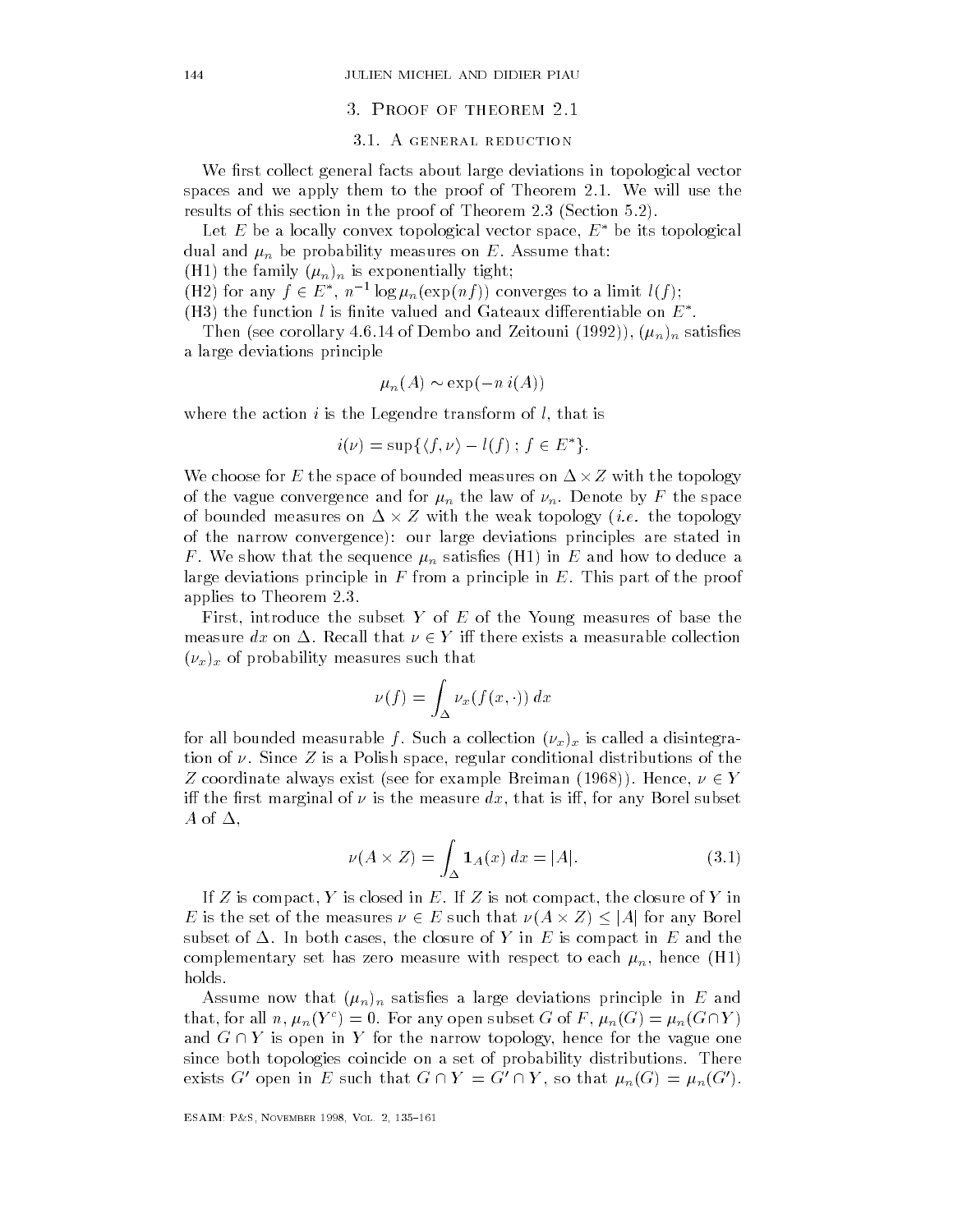## 3. Proof of theorem 2.1

### 3.1. A general reduction

We first collect general facts about large deviations in topological vector spaces and we apply them to the proof of Theorem 2.1. We will use the results of this section in the proof of Theorem 2.3 (Section 5.2).

Let $E$ be a locally convex topological vector space, $E^*$ be its topological dual and $\mu_n$ be probability measures on $E$. Assume that:
(H1) the family $(\mu_n)_n$ is exponentially tight;
(H2) for any $f \in E^*$, $n^{-1} \log \mu_n(\exp(nf))$ converges to a limit $l(f)$;
(H3) the function $l$ is finite valued and Gateaux differentiable on $E^*$.

Then (see corollary 4.6.14 of Dembo and Zeitouni (1992)), $(\mu_n)_n$ satisfies a large deviations principle

$$\mu_n(A) \sim \exp(-n\, i(A))$$

where the action $i$ is the Legendre transform of $l$, that is

$$i(\nu) = \sup\{\langle f, \nu\rangle - l(f)\,;\, f \in E^*\}.$$

We choose for $E$ the space of bounded measures on $\Delta \times Z$ with the topology of the vague convergence and for $\mu_n$ the law of $\nu_n$. Denote by $F$ the space of bounded measures on $\Delta \times Z$ with the weak topology (*i.e.* the topology of the narrow convergence): our large deviations principles are stated in $F$. We show that the sequence $\mu_n$ satisfies (H1) in $E$ and how to deduce a large deviations principle in $F$ from a principle in $E$. This part of the proof applies to Theorem 2.3.

First, introduce the subset $Y$ of $E$ of the Young measures of base the measure $dx$ on $\Delta$. Recall that $\nu \in Y$ iff there exists a measurable collection $(\nu_x)_x$ of probability measures such that

$$\nu(f) = \int_\Delta \nu_x(f(x,\cdot))\,dx$$

for all bounded measurable $f$. Such a collection $(\nu_x)_x$ is called a disintegration of $\nu$. Since $Z$ is a Polish space, regular conditional distributions of the $Z$ coordinate always exist (see for example Breiman (1968)). Hence, $\nu \in Y$ iff the first marginal of $\nu$ is the measure $dx$, that is iff, for any Borel subset $A$ of $\Delta$,

$$\nu(A \times Z) = \int_\Delta \mathbf{1}_A(x)\,dx = |A|. \tag{3.1}$$

If $Z$ is compact, $Y$ is closed in $E$. If $Z$ is not compact, the closure of $Y$ in $E$ is the set of the measures $\nu \in E$ such that $\nu(A \times Z) \le |A|$ for any Borel subset of $\Delta$. In both cases, the closure of $Y$ in $E$ is compact in $E$ and the complementary set has zero measure with respect to each $\mu_n$, hence (H1) holds.

Assume now that $(\mu_n)_n$ satisfies a large deviations principle in $E$ and that, for all $n$, $\mu_n(Y^c) = 0$. For any open subset $G$ of $F$, $\mu_n(G) = \mu_n(G \cap Y)$ and $G \cap Y$ is open in $Y$ for the narrow topology, hence for the vague one since both topologies coincide on a set of probability distributions. There exists $G'$ open in $E$ such that $G \cap Y = G' \cap Y$, so that $\mu_n(G) = \mu_n(G')$.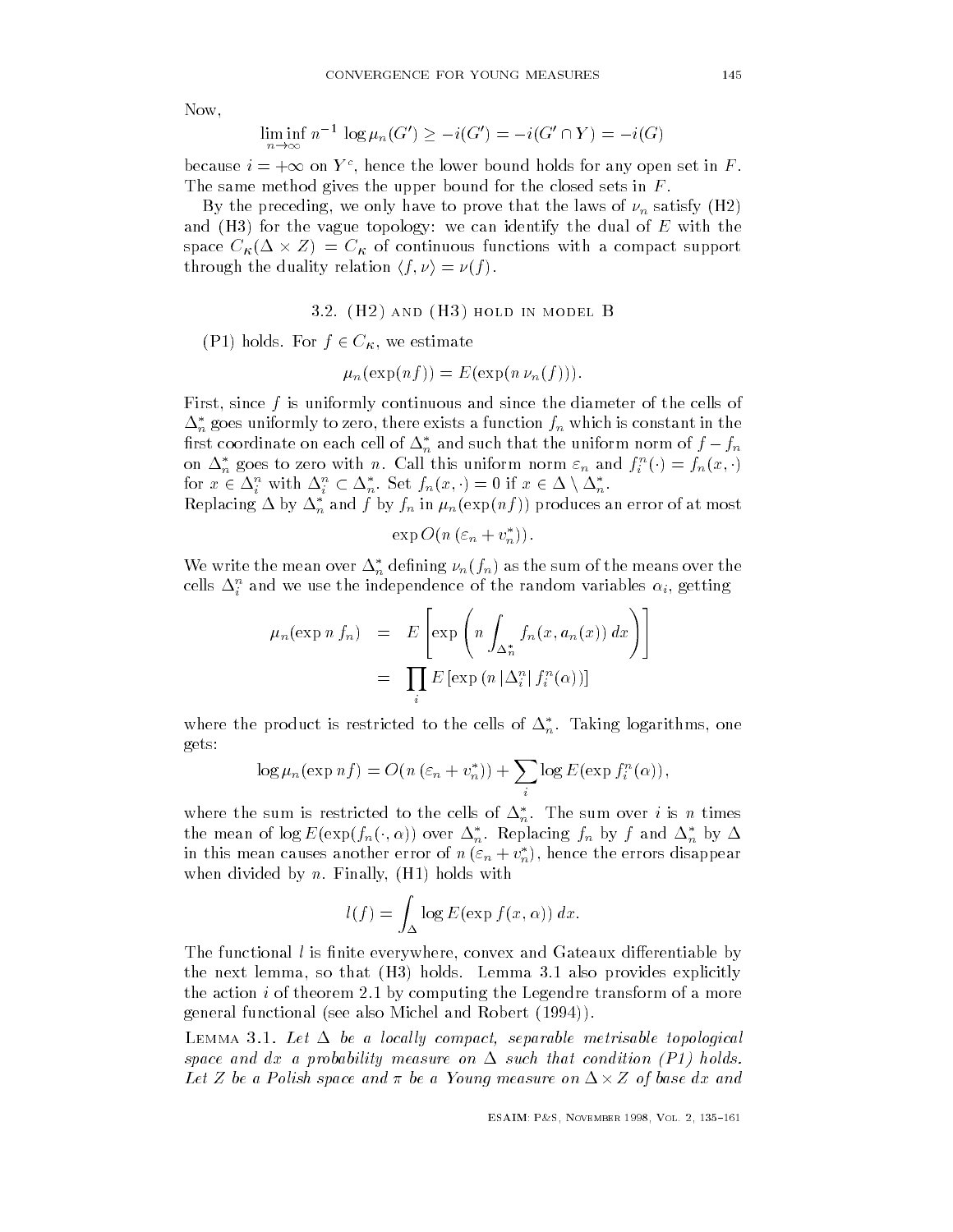Now,

$$\liminf_{n\to\infty} n^{-1} \log \mu_n(G') \geq -i(G') = -i(G' \cap Y) = -i(G)$$

because $i = +\infty$ on $Y^c$, hence the lower bound holds for any open set in $F$. The same method gives the upper bound for the closed sets in $F$.

By the preceding, we only have to prove that the laws of $\nu_n$ satisfy (H2) and (H3) for the vague topology: we can identify the dual of $E$ with the space $C_K(\Delta \times Z) = C_K$ of continuous functions with a compact support through the duality relation $\langle f, \nu \rangle = \nu(f)$.

### 3.2. (H2) and (H3) hold in model B

(P1) holds. For $f \in C_K$, we estimate

$$\mu_n(\exp(nf)) = E(\exp(n\, \nu_n(f))).$$

First, since $f$ is uniformly continuous and since the diameter of the cells of $\Delta_n^*$ goes uniformly to zero, there exists a function $f_n$ which is constant in the first coordinate on each cell of $\Delta_n^*$ and such that the uniform norm of $f - f_n$ on $\Delta_n^*$ goes to zero with $n$. Call this uniform norm $\varepsilon_n$ and $f_i^n(\cdot) = f_n(x, \cdot)$ for $x \in \Delta_i^n$ with $\Delta_i^n \subset \Delta_n^*$. Set $f_n(x, \cdot) = 0$ if $x \in \Delta \setminus \Delta_n^*$.
Replacing $\Delta$ by $\Delta_n^*$ and $f$ by $f_n$ in $\mu_n(\exp(nf))$ produces an error of at most

$$\exp O(n\,(\varepsilon_n + v_n^*)).$$

We write the mean over $\Delta_n^*$ defining $\nu_n(f_n)$ as the sum of the means over the cells $\Delta_i^n$ and we use the independence of the random variables $\alpha_i$, getting

$$\begin{aligned}
\mu_n(\exp n\, f_n) &= E\left[\exp\left(n \int_{\Delta_n^*} f_n(x, a_n(x))\, dx\right)\right] \\
&= \prod_i E\left[\exp\left(n\, |\Delta_i^n|\, f_i^n(\alpha)\right)\right]
\end{aligned}$$

where the product is restricted to the cells of $\Delta_n^*$. Taking logarithms, one gets:

$$\log \mu_n(\exp nf) = O(n\,(\varepsilon_n + v_n^*)) + \sum_i \log E(\exp f_i^n(\alpha)),$$

where the sum is restricted to the cells of $\Delta_n^*$. The sum over $i$ is $n$ times the mean of $\log E(\exp(f_n(\cdot, \alpha))$ over $\Delta_n^*$. Replacing $f_n$ by $f$ and $\Delta_n^*$ by $\Delta$ in this mean causes another error of $n\,(\varepsilon_n + v_n^*)$, hence the errors disappear when divided by $n$. Finally, (H1) holds with

$$l(f) = \int_\Delta \log E(\exp f(x, \alpha))\, dx.$$

The functional $l$ is finite everywhere, convex and Gateaux differentiable by the next lemma, so that (H3) holds. Lemma 3.1 also provides explicitly the action $i$ of theorem 2.1 by computing the Legendre transform of a more general functional (see also Michel and Robert (1994)).

Lemma 3.1. *Let $\Delta$ be a locally compact, separable metrisable topological space and $dx$ a probability measure on $\Delta$ such that condition (P1) holds. Let $Z$ be a Polish space and $\pi$ be a Young measure on $\Delta \times Z$ of base $dx$ and*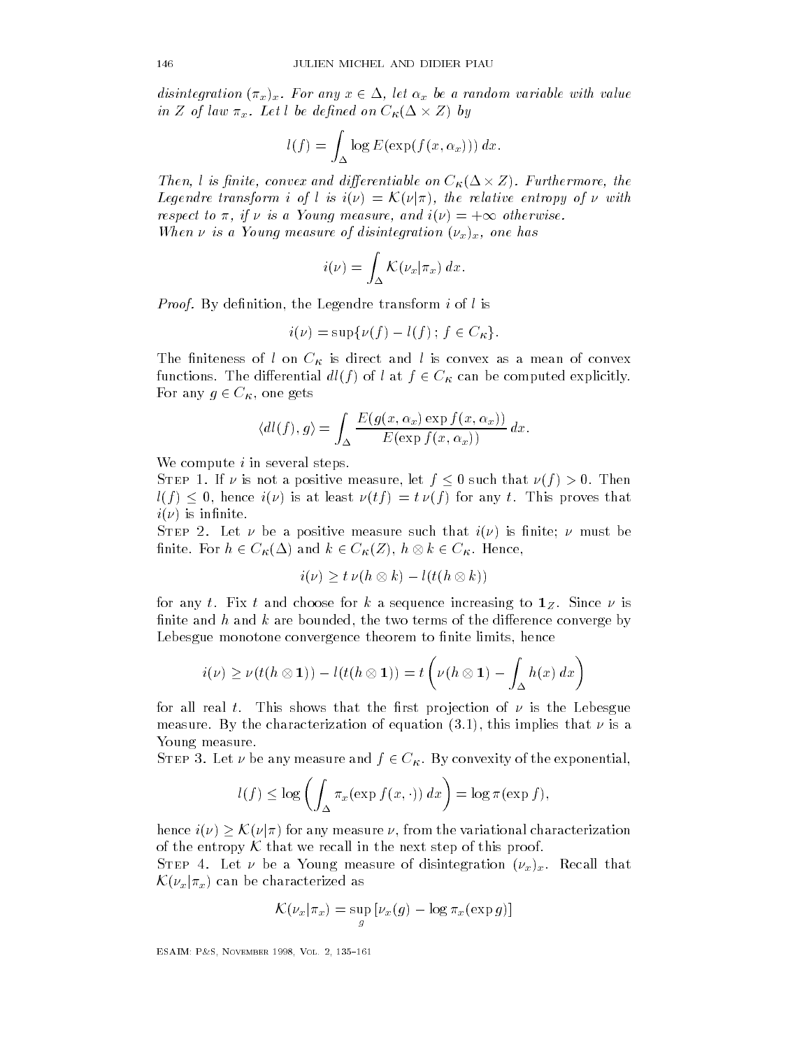*disintegration* $(\pi_x)_x$*. For any* $x \in \Delta$*, let* $\alpha_x$ *be a random variable with value in* $Z$ *of law* $\pi_x$*. Let* $l$ *be defined on* $C_K(\Delta \times Z)$ *by*

$$l(f) = \int_\Delta \log E(\exp(f(x, \alpha_x)))\, dx.$$

*Then,* $l$ *is finite, convex and differentiable on* $C_K(\Delta \times Z)$*. Furthermore, the Legendre transform* $i$ *of* $l$ *is* $i(\nu) = \mathcal{K}(\nu|\pi)$*, the relative entropy of* $\nu$ *with respect to* $\pi$*, if* $\nu$ *is a Young measure, and* $i(\nu) = +\infty$ *otherwise.*
*When* $\nu$ *is a Young measure of disintegration* $(\nu_x)_x$*, one has*

$$i(\nu) = \int_\Delta \mathcal{K}(\nu_x|\pi_x)\, dx.$$

*Proof.* By definition, the Legendre transform $i$ of $l$ is

$$i(\nu) = \sup\{\nu(f) - l(f)\,;\, f \in C_K\}.$$

The finiteness of $l$ on $C_K$ is direct and $l$ is convex as a mean of convex functions. The differential $dl(f)$ of $l$ at $f \in C_K$ can be computed explicitly. For any $g \in C_K$, one gets

$$\langle dl(f), g\rangle = \int_\Delta \frac{E(g(x, \alpha_x)\exp f(x, \alpha_x))}{E(\exp f(x, \alpha_x))}\, dx.$$

We compute $i$ in several steps.

Step 1. If $\nu$ is not a positive measure, let $f \leq 0$ such that $\nu(f) > 0$. Then $l(f) \leq 0$, hence $i(\nu)$ is at least $\nu(tf) = t\,\nu(f)$ for any $t$. This proves that $i(\nu)$ is infinite.

Step 2. Let $\nu$ be a positive measure such that $i(\nu)$ is finite; $\nu$ must be finite. For $h \in C_K(\Delta)$ and $k \in C_K(Z)$, $h \otimes k \in C_K$. Hence,

$$i(\nu) \geq t\,\nu(h \otimes k) - l(t(h \otimes k))$$

for any $t$. Fix $t$ and choose for $k$ a sequence increasing to $\mathbf{1}_Z$. Since $\nu$ is finite and $h$ and $k$ are bounded, the two terms of the difference converge by Lebesgue monotone convergence theorem to finite limits, hence

$$i(\nu) \geq \nu(t(h \otimes \mathbf{1})) - l(t(h \otimes \mathbf{1})) = t\left(\nu(h \otimes \mathbf{1}) - \int_\Delta h(x)\, dx\right)$$

for all real $t$. This shows that the first projection of $\nu$ is the Lebesgue measure. By the characterization of equation (3.1), this implies that $\nu$ is a Young measure.

Step 3. Let $\nu$ be any measure and $f \in C_K$. By convexity of the exponential,

$$l(f) \leq \log\left(\int_\Delta \pi_x(\exp f(x, \cdot))\, dx\right) = \log \pi(\exp f),$$

hence $i(\nu) \geq \mathcal{K}(\nu|\pi)$ for any measure $\nu$, from the variational characterization of the entropy $\mathcal{K}$ that we recall in the next step of this proof.

Step 4. Let $\nu$ be a Young measure of disintegration $(\nu_x)_x$. Recall that $\mathcal{K}(\nu_x|\pi_x)$ can be characterized as

$$\mathcal{K}(\nu_x|\pi_x) = \sup_g\, [\nu_x(g) - \log \pi_x(\exp g)]$$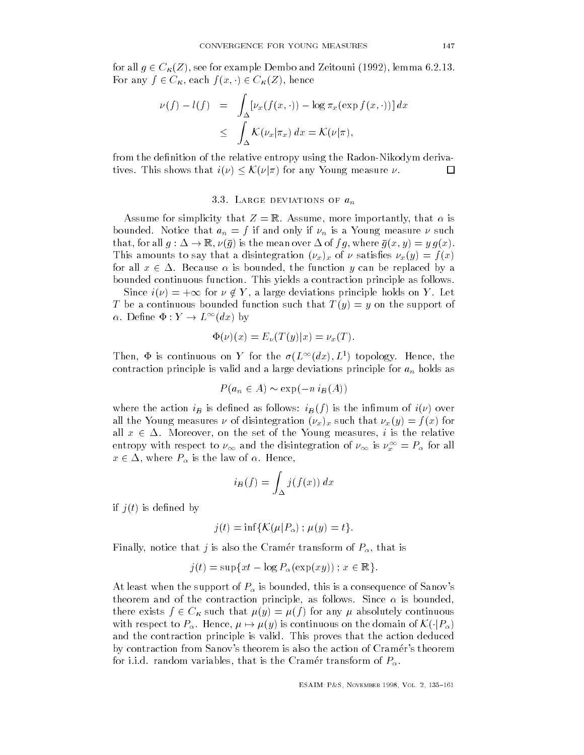for all $g \in C_\mathcal{K}(Z)$, see for example Dembo and Zeitouni (1992), lemma 6.2.13. For any $f \in C_\mathcal{K}$, each $f(x, \cdot) \in C_\mathcal{K}(Z)$, hence

$$\begin{aligned}\nu(f) - l(f) &= \int_\Delta [\nu_x(f(x,\cdot)) - \log \pi_x(\exp f(x,\cdot))]\, dx \\ &\leq \int_\Delta \mathcal{K}(\nu_x|\pi_x)\, dx = \mathcal{K}(\nu|\pi),\end{aligned}$$

from the definition of the relative entropy using the Radon-Nikodym derivatives. This shows that $i(\nu) \leq \mathcal{K}(\nu|\pi)$ for any Young measure $\nu$. □

### 3.3. Large deviations of $a_n$

Assume for simplicity that $Z = \mathbb{R}$. Assume, more importantly, that $\alpha$ is bounded. Notice that $a_n = f$ if and only if $\nu_n$ is a Young measure $\nu$ such that, for all $g : \Delta \to \mathbb{R}$, $\nu(\bar{g})$ is the mean over $\Delta$ of $fg$, where $\bar{g}(x, y) = y\, g(x)$. This amounts to say that a disintegration $(\nu_x)_x$ of $\nu$ satisfies $\nu_x(y) = f(x)$ for all $x \in \Delta$. Because $\alpha$ is bounded, the function $y$ can be replaced by a bounded continuous function. This yields a contraction principle as follows.

Since $i(\nu) = +\infty$ for $\nu \notin Y$, a large deviations principle holds on $Y$. Let $T$ be a continuous bounded function such that $T(y) = y$ on the support of $\alpha$. Define $\Phi : Y \to L^\infty(dx)$ by

$$\Phi(\nu)(x) = E_\nu(T(y)|x) = \nu_x(T).$$

Then, $\Phi$ is continuous on $Y$ for the $\sigma(L^\infty(dx), L^1)$ topology. Hence, the contraction principle is valid and a large deviations principle for $a_n$ holds as

$$P(a_n \in A) \sim \exp(-n\, i_B(A))$$

where the action $i_B$ is defined as follows: $i_B(f)$ is the infimum of $i(\nu)$ over all the Young measures $\nu$ of disintegration $(\nu_x)_x$ such that $\nu_x(y) = f(x)$ for all $x \in \Delta$. Moreover, on the set of the Young measures, $i$ is the relative entropy with respect to $\nu_\infty$ and the disintegration of $\nu_\infty$ is $\nu_x^\infty = P_\alpha$ for all $x \in \Delta$, where $P_\alpha$ is the law of $\alpha$. Hence,

$$i_B(f) = \int_\Delta j(f(x))\, dx$$

if $j(t)$ is defined by

$$j(t) = \inf\{\mathcal{K}(\mu|P_\alpha)\, ;\, \mu(y) = t\}.$$

Finally, notice that $j$ is also the Cramér transform of $P_\alpha$, that is

$$j(t) = \sup\{xt - \log P_\alpha(\exp(xy))\, ;\, x \in \mathbb{R}\}.$$

At least when the support of $P_\alpha$ is bounded, this is a consequence of Sanov's theorem and of the contraction principle, as follows. Since $\alpha$ is bounded, there exists $f \in C_\mathcal{K}$ such that $\mu(y) = \mu(f)$ for any $\mu$ absolutely continuous with respect to $P_\alpha$. Hence, $\mu \mapsto \mu(y)$ is continuous on the domain of $\mathcal{K}(\cdot|P_\alpha)$ and the contraction principle is valid. This proves that the action deduced by contraction from Sanov's theorem is also the action of Cramér's theorem for i.i.d. random variables, that is the Cramér transform of $P_\alpha$.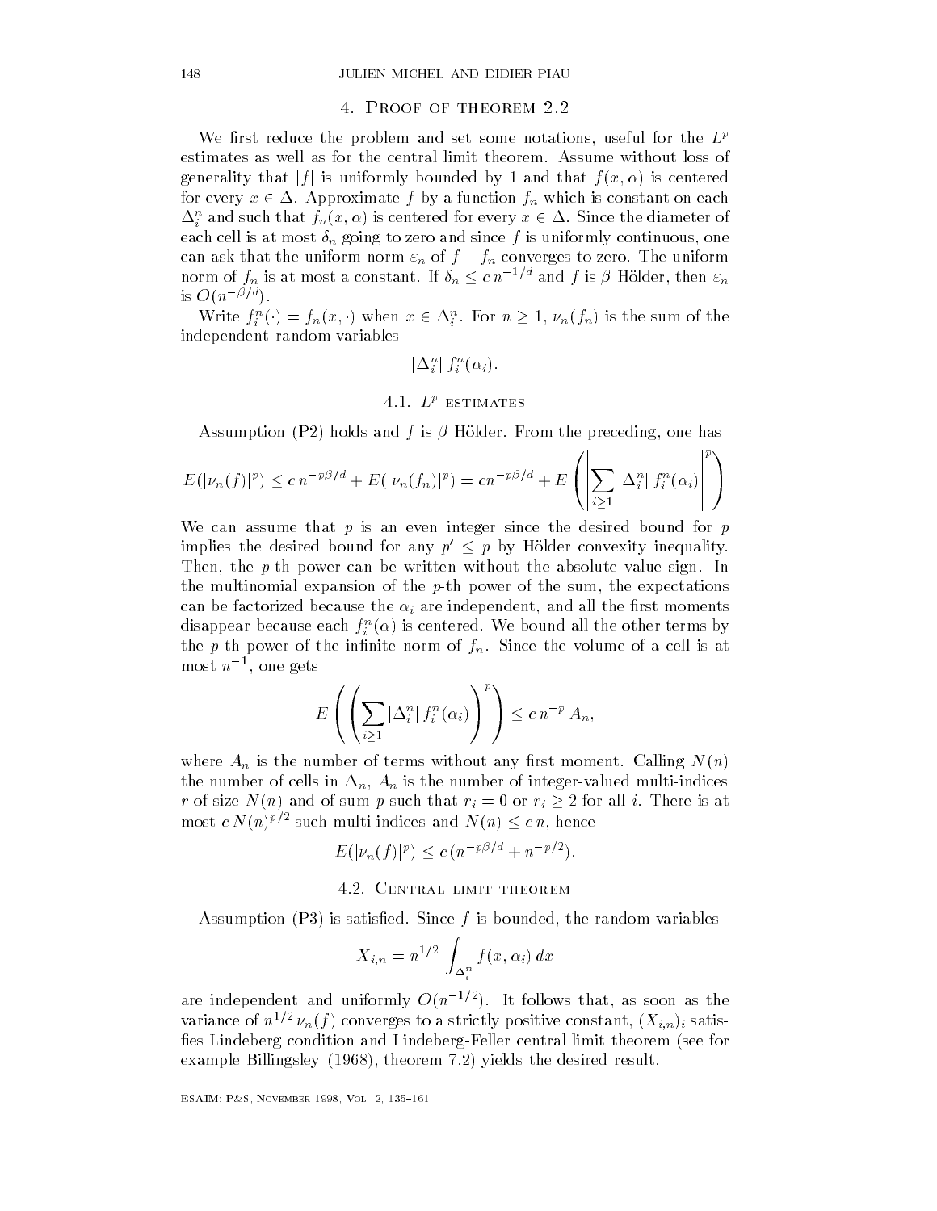## 4. Proof of theorem 2.2

We first reduce the problem and set some notations, useful for the $L^p$ estimates as well as for the central limit theorem. Assume without loss of generality that $|f|$ is uniformly bounded by 1 and that $f(x, \alpha)$ is centered for every $x \in \Delta$. Approximate $f$ by a function $f_n$ which is constant on each $\Delta_i^n$ and such that $f_n(x, \alpha)$ is centered for every $x \in \Delta$. Since the diameter of each cell is at most $\delta_n$ going to zero and since $f$ is uniformly continuous, one can ask that the uniform norm $\varepsilon_n$ of $f - f_n$ converges to zero. The uniform norm of $f_n$ is at most a constant. If $\delta_n \leq c\, n^{-1/d}$ and $f$ is $\beta$ Hölder, then $\varepsilon_n$ is $O(n^{-\beta/d})$.

Write $f_i^n(\cdot) = f_n(x, \cdot)$ when $x \in \Delta_i^n$. For $n \geq 1$, $\nu_n(f_n)$ is the sum of the independent random variables

$$|\Delta_i^n|\, f_i^n(\alpha_i).$$

### 4.1. $L^p$ estimates

Assumption (P2) holds and $f$ is $\beta$ Hölder. From the preceding, one has

$$E(|\nu_n(f)|^p) \leq c\, n^{-p\beta/d} + E(|\nu_n(f_n)|^p) = cn^{-p\beta/d} + E\left(\left|\sum_{i\geq 1} |\Delta_i^n|\, f_i^n(\alpha_i)\right|^p\right)$$

We can assume that $p$ is an even integer since the desired bound for $p$ implies the desired bound for any $p' \leq p$ by Hölder convexity inequality. Then, the $p$-th power can be written without the absolute value sign. In the multinomial expansion of the $p$-th power of the sum, the expectations can be factorized because the $\alpha_i$ are independent, and all the first moments disappear because each $f_i^n(\alpha)$ is centered. We bound all the other terms by the $p$-th power of the infinite norm of $f_n$. Since the volume of a cell is at most $n^{-1}$, one gets

$$E\left(\left(\sum_{i\geq 1} |\Delta_i^n|\, f_i^n(\alpha_i)\right)^p\right) \leq c\, n^{-p}\, A_n,$$

where $A_n$ is the number of terms without any first moment. Calling $N(n)$ the number of cells in $\Delta_n$, $A_n$ is the number of integer-valued multi-indices $r$ of size $N(n)$ and of sum $p$ such that $r_i = 0$ or $r_i \geq 2$ for all $i$. There is at most $c\, N(n)^{p/2}$ such multi-indices and $N(n) \leq c\, n$, hence

$$E(|\nu_n(f)|^p) \leq c\,(n^{-p\beta/d} + n^{-p/2}).$$

### 4.2. Central limit theorem

Assumption (P3) is satisfied. Since $f$ is bounded, the random variables

$$X_{i,n} = n^{1/2} \int_{\Delta_i^n} f(x, \alpha_i)\, dx$$

are independent and uniformly $O(n^{-1/2})$. It follows that, as soon as the variance of $n^{1/2}\, \nu_n(f)$ converges to a strictly positive constant, $(X_{i,n})_i$ satisfies Lindeberg condition and Lindeberg-Feller central limit theorem (see for example Billingsley (1968), theorem 7.2) yields the desired result.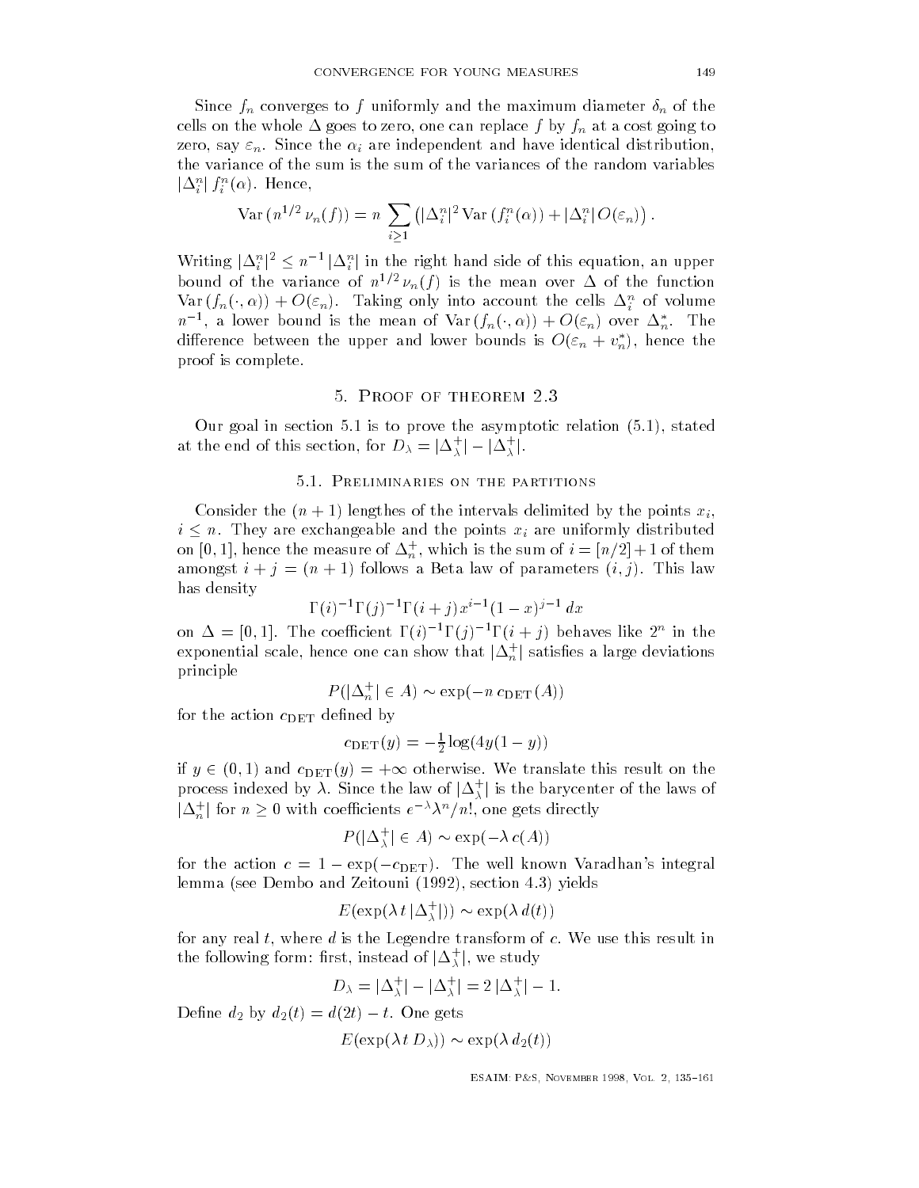Since $f_n$ converges to $f$ uniformly and the maximum diameter $\delta_n$ of the cells on the whole $\Delta$ goes to zero, one can replace $f$ by $f_n$ at a cost going to zero, say $\varepsilon_n$. Since the $\alpha_i$ are independent and have identical distribution, the variance of the sum is the sum of the variances of the random variables $|\Delta_i^n|\, f_i^n(\alpha)$. Hence,

$$\mathrm{Var}\,(n^{1/2}\,\nu_n(f)) = n \sum_{i\geq 1} \left( |\Delta_i^n|^2\, \mathrm{Var}\,(f_i^n(\alpha)) + |\Delta_i^n|\, O(\varepsilon_n) \right).$$

Writing $|\Delta_i^n|^2 \leq n^{-1}\, |\Delta_i^n|$ in the right hand side of this equation, an upper bound of the variance of $n^{1/2}\,\nu_n(f)$ is the mean over $\Delta$ of the function $\mathrm{Var}\,(f_n(\cdot,\alpha)) + O(\varepsilon_n)$. Taking only into account the cells $\Delta_i^n$ of volume $n^{-1}$, a lower bound is the mean of $\mathrm{Var}\,(f_n(\cdot,\alpha)) + O(\varepsilon_n)$ over $\Delta_n^*$. The difference between the upper and lower bounds is $O(\varepsilon_n + v_n^*)$, hence the proof is complete.

## 5. Proof of theorem 2.3

Our goal in section 5.1 is to prove the asymptotic relation (5.1), stated at the end of this section, for $D_\lambda = |\Delta_\lambda^+| - |\Delta_\lambda^+|$.

### 5.1. Preliminaries on the partitions

Consider the $(n+1)$ lengthes of the intervals delimited by the points $x_i$, $i \leq n$. They are exchangeable and the points $x_i$ are uniformly distributed on $[0,1]$, hence the measure of $\Delta_n^+$, which is the sum of $i = [n/2]+1$ of them amongst $i + j = (n+1)$ follows a Beta law of parameters $(i,j)$. This law has density

$$\Gamma(i)^{-1}\Gamma(j)^{-1}\Gamma(i+j)\, x^{i-1}(1-x)^{j-1}\, dx$$

on $\Delta = [0,1]$. The coefficient $\Gamma(i)^{-1}\Gamma(j)^{-1}\Gamma(i+j)$ behaves like $2^n$ in the exponential scale, hence one can show that $|\Delta_n^+|$ satisfies a large deviations principle

$$P(|\Delta_n^+| \in A) \sim \exp(-n\, c_{\mathrm{DET}}(A))$$

for the action $c_{\mathrm{DET}}$ defined by

$$c_{\mathrm{DET}}(y) = -\tfrac{1}{2}\log(4y(1-y))$$

if $y \in (0,1)$ and $c_{\mathrm{DET}}(y) = +\infty$ otherwise. We translate this result on the process indexed by $\lambda$. Since the law of $|\Delta_\lambda^+|$ is the barycenter of the laws of $|\Delta_n^+|$ for $n \geq 0$ with coefficients $e^{-\lambda}\lambda^n/n!$, one gets directly

$$P(|\Delta_\lambda^+| \in A) \sim \exp(-\lambda\, c(A))$$

for the action $c = 1 - \exp(-c_{\mathrm{DET}})$. The well known Varadhan's integral lemma (see Dembo and Zeitouni (1992), section 4.3) yields

$$E(\exp(\lambda\, t\, |\Delta_\lambda^+|)) \sim \exp(\lambda\, d(t))$$

for any real $t$, where $d$ is the Legendre transform of $c$. We use this result in the following form: first, instead of $|\Delta_\lambda^+|$, we study

$$D_\lambda = |\Delta_\lambda^+| - |\Delta_\lambda^+| = 2\,|\Delta_\lambda^+| - 1.$$

Define $d_2$ by $d_2(t) = d(2t) - t$. One gets

$$E(\exp(\lambda\, t\, D_\lambda)) \sim \exp(\lambda\, d_2(t))$$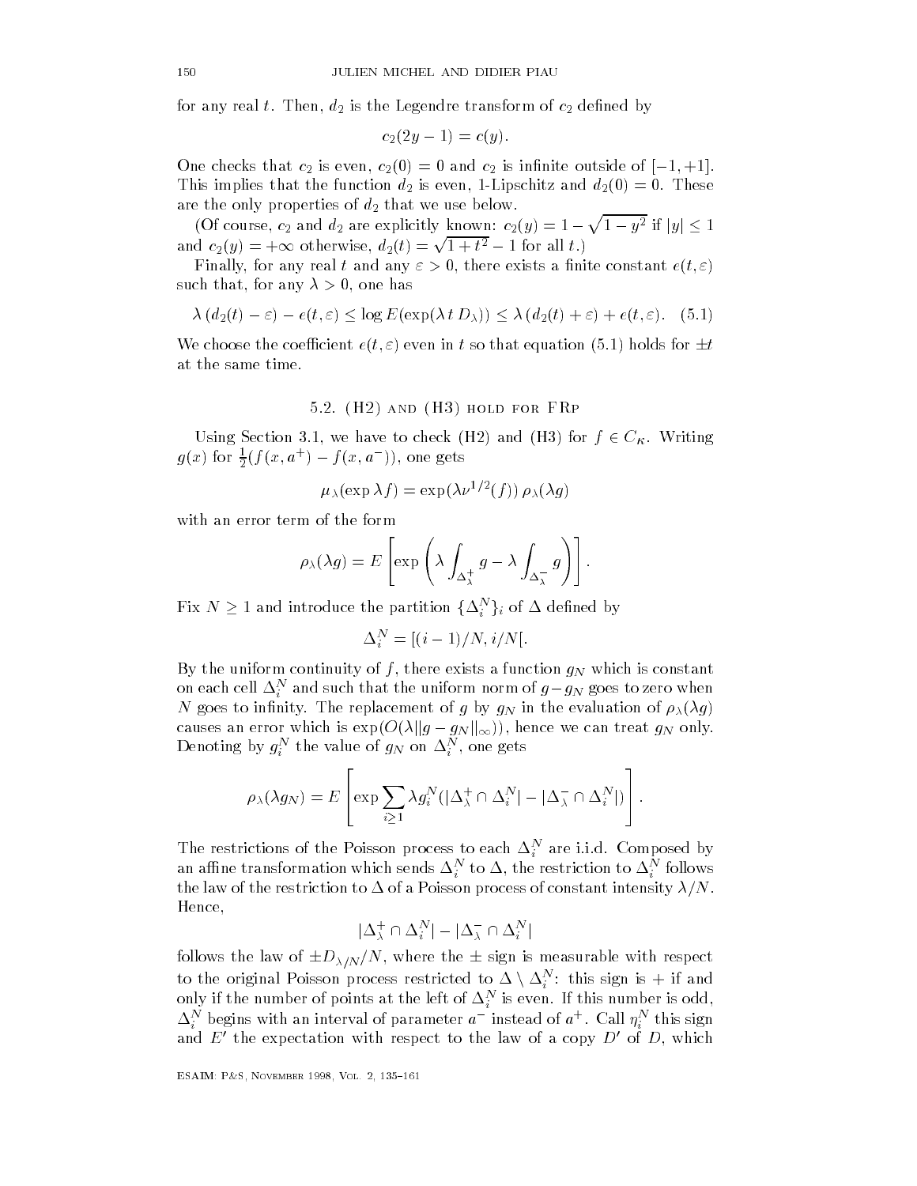for any real $t$. Then, $d_2$ is the Legendre transform of $c_2$ defined by

$$c_2(2y-1) = c(y).$$

One checks that $c_2$ is even, $c_2(0) = 0$ and $c_2$ is infinite outside of $[-1, +1]$. This implies that the function $d_2$ is even, 1-Lipschitz and $d_2(0) = 0$. These are the only properties of $d_2$ that we use below.

(Of course, $c_2$ and $d_2$ are explicitly known: $c_2(y) = 1 - \sqrt{1-y^2}$ if $|y| \leq 1$ and $c_2(y) = +\infty$ otherwise, $d_2(t) = \sqrt{1+t^2} - 1$ for all $t$.)

Finally, for any real $t$ and any $\varepsilon > 0$, there exists a finite constant $e(t, \varepsilon)$ such that, for any $\lambda > 0$, one has

$$\lambda\,(d_2(t) - \varepsilon) - e(t,\varepsilon) \leq \log E(\exp(\lambda\, t\, D_\lambda)) \leq \lambda\,(d_2(t) + \varepsilon) + e(t,\varepsilon). \quad (5.1)$$

We choose the coefficient $e(t, \varepsilon)$ even in $t$ so that equation (5.1) holds for $\pm t$ at the same time.

## 5.2. (H2) and (H3) hold for FRp

Using Section 3.1, we have to check (H2) and (H3) for $f \in C_K$. Writing $g(x)$ for $\frac{1}{2}(f(x, a^+) - f(x, a^-))$, one gets

$$\mu_\lambda(\exp \lambda f) = \exp(\lambda \nu^{1/2}(f))\, \rho_\lambda(\lambda g)$$

with an error term of the form

$$\rho_\lambda(\lambda g) = E\left[\exp\left(\lambda \int_{\Delta_\lambda^+} g - \lambda \int_{\Delta_\lambda^-} g\right)\right].$$

Fix $N \geq 1$ and introduce the partition $\{\Delta_i^N\}_i$ of $\Delta$ defined by

$$\Delta_i^N = [(i-1)/N, i/N[.$$

By the uniform continuity of $f$, there exists a function $g_N$ which is constant on each cell $\Delta_i^N$ and such that the uniform norm of $g - g_N$ goes to zero when $N$ goes to infinity. The replacement of $g$ by $g_N$ in the evaluation of $\rho_\lambda(\lambda g)$ causes an error which is $\exp(O(\lambda \|g - g_N\|_\infty))$, hence we can treat $g_N$ only. Denoting by $g_i^N$ the value of $g_N$ on $\Delta_i^N$, one gets

$$\rho_\lambda(\lambda g_N) = E\left[\exp \sum_{i \geq 1} \lambda g_i^N (|\Delta_\lambda^+ \cap \Delta_i^N| - |\Delta_\lambda^- \cap \Delta_i^N|)\right].$$

The restrictions of the Poisson process to each $\Delta_i^N$ are i.i.d. Composed by an affine transformation which sends $\Delta_i^N$ to $\Delta$, the restriction to $\Delta_i^N$ follows the law of the restriction to $\Delta$ of a Poisson process of constant intensity $\lambda/N$. Hence,

$$|\Delta_\lambda^+ \cap \Delta_i^N| - |\Delta_\lambda^- \cap \Delta_i^N|$$

follows the law of $\pm D_{\lambda/N}/N$, where the $\pm$ sign is measurable with respect to the original Poisson process restricted to $\Delta \setminus \Delta_i^N$: this sign is $+$ if and only if the number of points at the left of $\Delta_i^N$ is even. If this number is odd, $\Delta_i^N$ begins with an interval of parameter $a^-$ instead of $a^+$. Call $\eta_i^N$ this sign and $E'$ the expectation with respect to the law of a copy $D'$ of $D$, which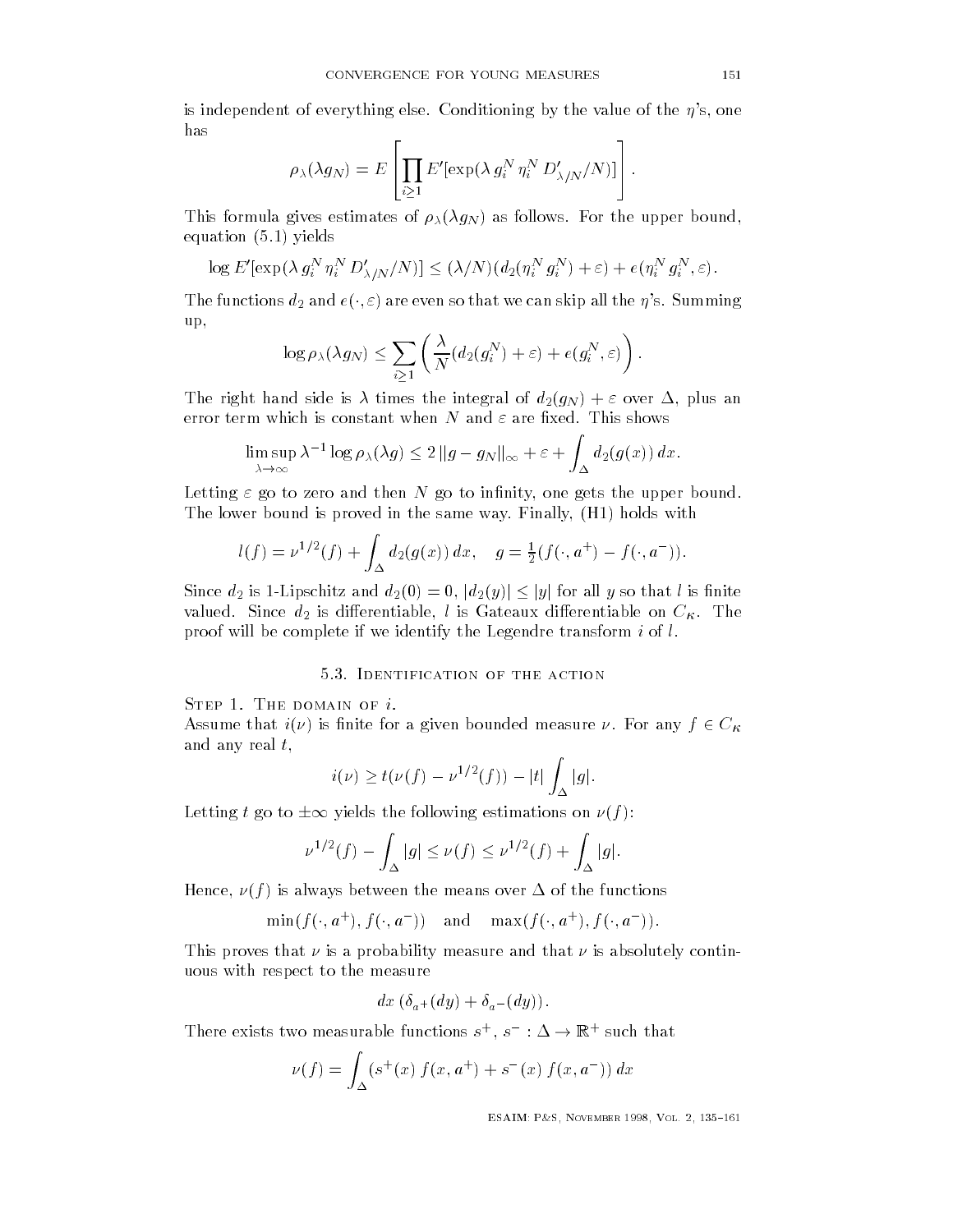is independent of everything else. Conditioning by the value of the $\eta$'s, one has

$$\rho_\lambda(\lambda g_N) = E\left[\prod_{i\geq 1} E'[\exp(\lambda\, g_i^N\, \eta_i^N\, D'_{\lambda/N}/N)]\right].$$

This formula gives estimates of $\rho_\lambda(\lambda g_N)$ as follows. For the upper bound, equation (5.1) yields

$$\log E'[\exp(\lambda\, g_i^N\, \eta_i^N\, D'_{\lambda/N}/N)] \leq (\lambda/N)(d_2(\eta_i^N\, g_i^N) + \varepsilon) + e(\eta_i^N\, g_i^N, \varepsilon).$$

The functions $d_2$ and $e(\cdot, \varepsilon)$ are even so that we can skip all the $\eta$'s. Summing up,

$$\log \rho_\lambda(\lambda g_N) \leq \sum_{i\geq 1}\left(\frac{\lambda}{N}(d_2(g_i^N) + \varepsilon) + e(g_i^N, \varepsilon)\right).$$

The right hand side is $\lambda$ times the integral of $d_2(g_N) + \varepsilon$ over $\Delta$, plus an error term which is constant when $N$ and $\varepsilon$ are fixed. This shows

$$\limsup_{\lambda\to\infty} \lambda^{-1} \log \rho_\lambda(\lambda g) \leq 2\,\|g - g_N\|_\infty + \varepsilon + \int_\Delta d_2(g(x))\,dx.$$

Letting $\varepsilon$ go to zero and then $N$ go to infinity, one gets the upper bound. The lower bound is proved in the same way. Finally, (H1) holds with

$$l(f) = \nu^{1/2}(f) + \int_\Delta d_2(g(x))\,dx, \quad g = \tfrac{1}{2}(f(\cdot, a^+) - f(\cdot, a^-)).$$

Since $d_2$ is 1-Lipschitz and $d_2(0) = 0$, $|d_2(y)| \leq |y|$ for all $y$ so that $l$ is finite valued. Since $d_2$ is differentiable, $l$ is Gateaux differentiable on $C_K$. The proof will be complete if we identify the Legendre transform $i$ of $l$.

### 5.3. Identification of the action

Step 1. The domain of $i$.
Assume that $i(\nu)$ is finite for a given bounded measure $\nu$. For any $f \in C_K$ and any real $t$,

$$i(\nu) \geq t(\nu(f) - \nu^{1/2}(f)) - |t| \int_\Delta |g|.$$

Letting $t$ go to $\pm\infty$ yields the following estimations on $\nu(f)$:

$$\nu^{1/2}(f) - \int_\Delta |g| \leq \nu(f) \leq \nu^{1/2}(f) + \int_\Delta |g|.$$

Hence, $\nu(f)$ is always between the means over $\Delta$ of the functions

$$\min(f(\cdot, a^+), f(\cdot, a^-)) \quad \text{and} \quad \max(f(\cdot, a^+), f(\cdot, a^-)).$$

This proves that $\nu$ is a probability measure and that $\nu$ is absolutely continuous with respect to the measure

$$dx\,(\delta_{a^+}(dy) + \delta_{a^-}(dy)).$$

There exists two measurable functions $s^+$, $s^- : \Delta \to \mathbb{R}^+$ such that

$$\nu(f) = \int_\Delta (s^+(x)\, f(x, a^+) + s^-(x)\, f(x, a^-))\,dx$$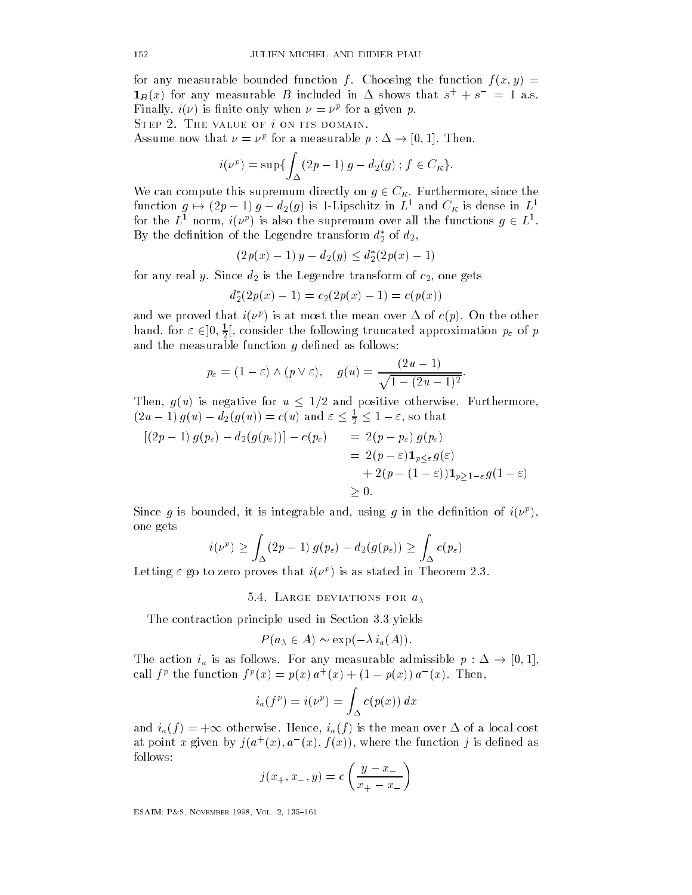for any measurable bounded function $f$. Choosing the function $f(x,y) = \mathbf{1}_B(x)$ for any measurable $B$ included in $\Delta$ shows that $s^+ + s^- = 1$ a.s. Finally, $i(\nu)$ is finite only when $\nu = \nu^p$ for a given $p$.

Step 2. The value of $i$ on its domain.

Assume now that $\nu = \nu^p$ for a measurable $p : \Delta \to [0,1]$. Then,

$$i(\nu^p) = \sup\{\int_\Delta (2p-1)\, g - d_2(g)\, ;\, f \in C_\kappa\}.$$

We can compute this supremum directly on $g \in C_\kappa$. Furthermore, since the function $g \mapsto (2p-1)\, g - d_2(g)$ is 1-Lipschitz in $L^1$ and $C_\kappa$ is dense in $L^1$ for the $L^1$ norm, $i(\nu^p)$ is also the supremum over all the functions $g \in L^1$. By the definition of the Legendre transform $d_2^*$ of $d_2$,

$$(2p(x)-1)\, y - d_2(y) \leq d_2^*(2p(x)-1)$$

for any real $y$. Since $d_2$ is the Legendre transform of $c_2$, one gets

$$d_2^*(2p(x)-1) = c_2(2p(x)-1) = c(p(x))$$

and we proved that $i(\nu^p)$ is at most the mean over $\Delta$ of $c(p)$. On the other hand, for $\varepsilon \in ]0, \frac{1}{2}[$, consider the following truncated approximation $p_\varepsilon$ of $p$ and the measurable function $g$ defined as follows:

$$p_\varepsilon = (1-\varepsilon) \wedge (p \vee \varepsilon), \quad g(u) = \frac{(2u-1)}{\sqrt{1-(2u-1)^2}}.$$

Then, $g(u)$ is negative for $u \leq 1/2$ and positive otherwise. Furthermore, $(2u-1)\, g(u) - d_2(g(u)) = c(u)$ and $\varepsilon \leq \frac{1}{2} \leq 1-\varepsilon$, so that

$$\begin{aligned}
[(2p-1)\, g(p_\varepsilon) - d_2(g(p_\varepsilon))] - c(p_\varepsilon) &= 2(p-p_\varepsilon)\, g(p_\varepsilon) \\
&= 2(p-\varepsilon)\mathbf{1}_{p \leq \varepsilon} g(\varepsilon) \\
&\quad + 2(p-(1-\varepsilon))\mathbf{1}_{p \geq 1-\varepsilon} g(1-\varepsilon) \\
&\geq 0.
\end{aligned}$$

Since $g$ is bounded, it is integrable and, using $g$ in the definition of $i(\nu^p)$, one gets

$$i(\nu^p) \geq \int_\Delta (2p-1)\, g(p_\varepsilon) - d_2(g(p_\varepsilon)) \geq \int_\Delta c(p_\varepsilon)$$

Letting $\varepsilon$ go to zero proves that $i(\nu^p)$ is as stated in Theorem 2.3.

### 5.4. Large deviations for $a_\lambda$

The contraction principle used in Section 3.3 yields

$$P(a_\lambda \in A) \sim \exp(-\lambda\, i_a(A)).$$

The action $i_a$ is as follows. For any measurable admissible $p : \Delta \to [0,1]$, call $f^p$ the function $f^p(x) = p(x)\, a^+(x) + (1-p(x))\, a^-(x)$. Then,

$$i_a(f^p) = i(\nu^p) = \int_\Delta c(p(x))\, dx$$

and $i_a(f) = +\infty$ otherwise. Hence, $i_a(f)$ is the mean over $\Delta$ of a local cost at point $x$ given by $j(a^+(x), a^-(x), f(x))$, where the function $j$ is defined as follows:

$$j(x_+, x_-, y) = c\left(\frac{y - x_-}{x_+ - x_-}\right)$$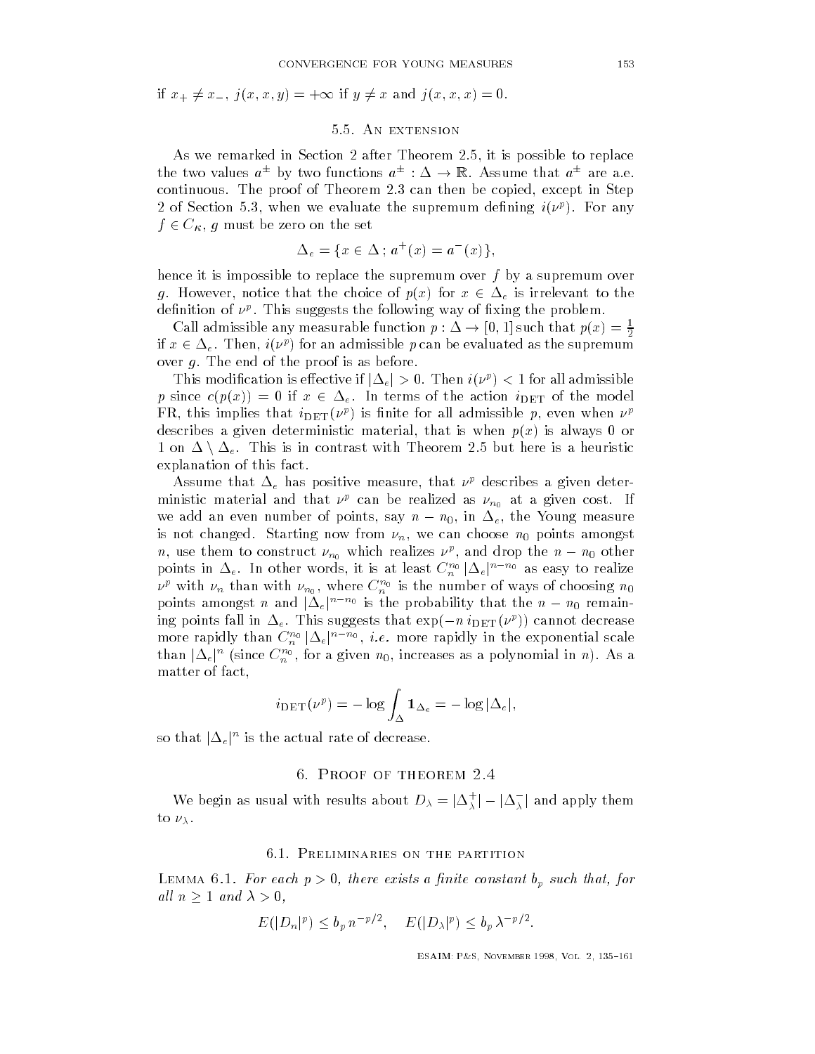if $x_+ \neq x_-$, $j(x,x,y) = +\infty$ if $y \neq x$ and $j(x,x,x) = 0$.

### 5.5. An extension

As we remarked in Section 2 after Theorem 2.5, it is possible to replace the two values $a^\pm$ by two functions $a^\pm : \Delta \to \mathbb{R}$. Assume that $a^\pm$ are a.e. continuous. The proof of Theorem 2.3 can then be copied, except in Step 2 of Section 5.3, when we evaluate the supremum defining $i(\nu^p)$. For any $f \in C_K$, $g$ must be zero on the set

$$\Delta_e = \{x \in \Delta\,;\, a^+(x) = a^-(x)\},$$

hence it is impossible to replace the supremum over $f$ by a supremum over $g$. However, notice that the choice of $p(x)$ for $x \in \Delta_e$ is irrelevant to the definition of $\nu^p$. This suggests the following way of fixing the problem.

Call admissible any measurable function $p : \Delta \to [0,1]$ such that $p(x) = \frac{1}{2}$ if $x \in \Delta_e$. Then, $i(\nu^p)$ for an admissible $p$ can be evaluated as the supremum over $g$. The end of the proof is as before.

This modification is effective if $|\Delta_e| > 0$. Then $i(\nu^p) < 1$ for all admissible $p$ since $c(p(x)) = 0$ if $x \in \Delta_e$. In terms of the action $i_{\mathrm{DET}}$ of the model FR, this implies that $i_{\mathrm{DET}}(\nu^p)$ is finite for all admissible $p$, even when $\nu^p$ describes a given deterministic material, that is when $p(x)$ is always 0 or 1 on $\Delta \setminus \Delta_e$. This is in contrast with Theorem 2.5 but here is a heuristic explanation of this fact.

Assume that $\Delta_e$ has positive measure, that $\nu^p$ describes a given deterministic material and that $\nu^p$ can be realized as $\nu_{n_0}$ at a given cost. If we add an even number of points, say $n - n_0$, in $\Delta_e$, the Young measure is not changed. Starting now from $\nu_n$, we can choose $n_0$ points amongst $n$, use them to construct $\nu_{n_0}$ which realizes $\nu^p$, and drop the $n - n_0$ other points in $\Delta_e$. In other words, it is at least $C_n^{n_0}\,|\Delta_e|^{n-n_0}$ as easy to realize $\nu^p$ with $\nu_n$ than with $\nu_{n_0}$, where $C_n^{n_0}$ is the number of ways of choosing $n_0$ points amongst $n$ and $|\Delta_e|^{n-n_0}$ is the probability that the $n - n_0$ remaining points fall in $\Delta_e$. This suggests that $\exp(-n\, i_{\mathrm{DET}}(\nu^p))$ cannot decrease more rapidly than $C_n^{n_0}\,|\Delta_e|^{n-n_0}$, *i.e.* more rapidly in the exponential scale than $|\Delta_e|^n$ (since $C_n^{n_0}$, for a given $n_0$, increases as a polynomial in $n$). As a matter of fact,

$$i_{\mathrm{DET}}(\nu^p) = -\log \int_\Delta \mathbf{1}_{\Delta_e} = -\log |\Delta_e|,$$

so that $|\Delta_e|^n$ is the actual rate of decrease.

## 6. Proof of theorem 2.4

We begin as usual with results about $D_\lambda = |\Delta_\lambda^+| - |\Delta_\lambda^-|$ and apply them to $\nu_\lambda$.

### 6.1. Preliminaries on the partition

Lemma 6.1. *For each $p > 0$, there exists a finite constant $b_p$ such that, for all $n \geq 1$ and $\lambda > 0$,*

$$E(|D_n|^p) \leq b_p\, n^{-p/2}, \quad E(|D_\lambda|^p) \leq b_p\, \lambda^{-p/2}.$$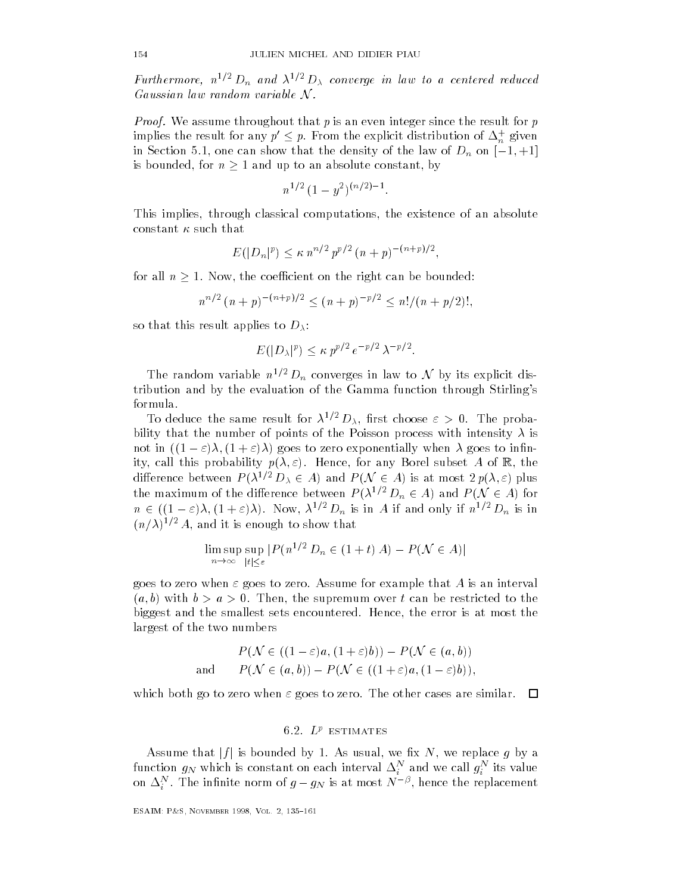*Furthermore, $n^{1/2}\, D_n$ and $\lambda^{1/2}\, D_\lambda$ converge in law to a centered reduced Gaussian law random variable $\mathcal{N}$.*

*Proof.* We assume throughout that $p$ is an even integer since the result for $p$ implies the result for any $p' \leq p$. From the explicit distribution of $\Delta_n^+$ given in Section 5.1, one can show that the density of the law of $D_n$ on $[-1, +1]$ is bounded, for $n \geq 1$ and up to an absolute constant, by

$$n^{1/2}\, (1 - y^2)^{(n/2)-1}.$$

This implies, through classical computations, the existence of an absolute constant $\kappa$ such that

$$E(|D_n|^p) \leq \kappa\, n^{n/2}\, p^{p/2}\, (n+p)^{-(n+p)/2},$$

for all $n \geq 1$. Now, the coefficient on the right can be bounded:

$$n^{n/2}\, (n+p)^{-(n+p)/2} \leq (n+p)^{-p/2} \leq n!/(n+p/2)!,$$

so that this result applies to $D_\lambda$:

$$E(|D_\lambda|^p) \leq \kappa\, p^{p/2}\, e^{-p/2}\, \lambda^{-p/2}.$$

The random variable $n^{1/2}\, D_n$ converges in law to $\mathcal{N}$ by its explicit distribution and by the evaluation of the Gamma function through Stirling's formula.

To deduce the same result for $\lambda^{1/2}\, D_\lambda$, first choose $\varepsilon > 0$. The probability that the number of points of the Poisson process with intensity $\lambda$ is not in $((1-\varepsilon)\lambda, (1+\varepsilon)\lambda)$ goes to zero exponentially when $\lambda$ goes to infinity, call this probability $p(\lambda, \varepsilon)$. Hence, for any Borel subset $A$ of $\mathbb{R}$, the difference between $P(\lambda^{1/2}\, D_\lambda \in A)$ and $P(\mathcal{N} \in A)$ is at most $2\, p(\lambda, \varepsilon)$ plus the maximum of the difference between $P(\lambda^{1/2}\, D_n \in A)$ and $P(\mathcal{N} \in A)$ for $n \in ((1-\varepsilon)\lambda, (1+\varepsilon)\lambda)$. Now, $\lambda^{1/2}\, D_n$ is in $A$ if and only if $n^{1/2}\, D_n$ is in $(n/\lambda)^{1/2}\, A$, and it is enough to show that

$$\limsup_{n\to\infty}\, \sup_{|t|\leq\varepsilon} |P(n^{1/2}\, D_n \in (1+t)\, A) - P(\mathcal{N} \in A)|$$

goes to zero when $\varepsilon$ goes to zero. Assume for example that $A$ is an interval $(a, b)$ with $b > a > 0$. Then, the supremum over $t$ can be restricted to the biggest and the smallest sets encountered. Hence, the error is at most the largest of the two numbers

$$P(\mathcal{N} \in ((1-\varepsilon)a, (1+\varepsilon)b)) - P(\mathcal{N} \in (a, b))$$

$$\text{and} \qquad P(\mathcal{N} \in (a, b)) - P(\mathcal{N} \in ((1+\varepsilon)a, (1-\varepsilon)b)),$$

which both go to zero when $\varepsilon$ goes to zero. The other cases are similar. $\square$

## 6.2. $L^p$ estimates

Assume that $|f|$ is bounded by 1. As usual, we fix $N$, we replace $g$ by a function $g_N$ which is constant on each interval $\Delta_i^N$ and we call $g_i^N$ its value on $\Delta_i^N$. The infinite norm of $g - g_N$ is at most $N^{-\beta}$, hence the replacement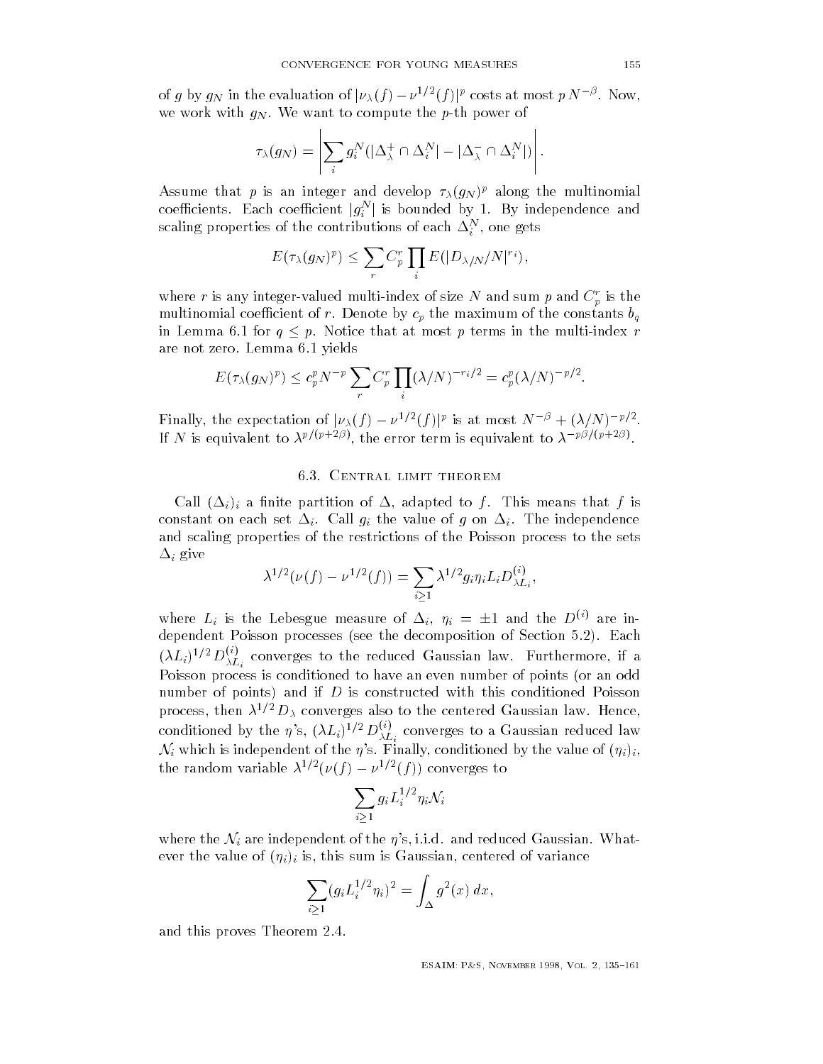of $g$ by $g_N$ in the evaluation of $|\nu_\lambda(f) - \nu^{1/2}(f)|^p$ costs at most $p\,N^{-\beta}$. Now, we work with $g_N$. We want to compute the $p$-th power of

$$\tau_\lambda(g_N) = \left| \sum_i g_i^N (|\Delta_\lambda^+ \cap \Delta_i^N| - |\Delta_\lambda^- \cap \Delta_i^N|) \right|.$$

Assume that $p$ is an integer and develop $\tau_\lambda(g_N)^p$ along the multinomial coefficients. Each coefficient $|g_i^N|$ is bounded by 1. By independence and scaling properties of the contributions of each $\Delta_i^N$, one gets

$$E(\tau_\lambda(g_N)^p) \le \sum_r C_p^r \prod_i E(|D_{\lambda/N}/N|^{r_i}),$$

where $r$ is any integer-valued multi-index of size $N$ and sum $p$ and $C_p^r$ is the multinomial coefficient of $r$. Denote by $c_p$ the maximum of the constants $b_q$ in Lemma 6.1 for $q \le p$. Notice that at most $p$ terms in the multi-index $r$ are not zero. Lemma 6.1 yields

$$E(\tau_\lambda(g_N)^p) \le c_p^p N^{-p} \sum_r C_p^r \prod_i (\lambda/N)^{-r_i/2} = c_p^p (\lambda/N)^{-p/2}.$$

Finally, the expectation of $|\nu_\lambda(f) - \nu^{1/2}(f)|^p$ is at most $N^{-\beta} + (\lambda/N)^{-p/2}$. If $N$ is equivalent to $\lambda^{p/(p+2\beta)}$, the error term is equivalent to $\lambda^{-p\beta/(p+2\beta)}$.

### 6.3. Central limit theorem

Call $(\Delta_i)_i$ a finite partition of $\Delta$, adapted to $f$. This means that $f$ is constant on each set $\Delta_i$. Call $g_i$ the value of $g$ on $\Delta_i$. The independence and scaling properties of the restrictions of the Poisson process to the sets $\Delta_i$ give

$$\lambda^{1/2}(\nu(f) - \nu^{1/2}(f)) = \sum_{i \ge 1} \lambda^{1/2} g_i \eta_i L_i D_{\lambda L_i}^{(i)},$$

where $L_i$ is the Lebesgue measure of $\Delta_i$, $\eta_i = \pm 1$ and the $D^{(i)}$ are independent Poisson processes (see the decomposition of Section 5.2). Each $(\lambda L_i)^{1/2} D_{\lambda L_i}^{(i)}$ converges to the reduced Gaussian law. Furthermore, if a Poisson process is conditioned to have an even number of points (or an odd number of points) and if $D$ is constructed with this conditioned Poisson process, then $\lambda^{1/2} D_\lambda$ converges also to the centered Gaussian law. Hence, conditioned by the $\eta$'s, $(\lambda L_i)^{1/2} D_{\lambda L_i}^{(i)}$ converges to a Gaussian reduced law $\mathcal{N}_i$ which is independent of the $\eta$'s. Finally, conditioned by the value of $(\eta_i)_i$, the random variable $\lambda^{1/2}(\nu(f) - \nu^{1/2}(f))$ converges to

$$\sum_{i \ge 1} g_i L_i^{1/2} \eta_i \mathcal{N}_i$$

where the $\mathcal{N}_i$ are independent of the $\eta$'s, i.i.d. and reduced Gaussian. Whatever the value of $(\eta_i)_i$ is, this sum is Gaussian, centered of variance

$$\sum_{i \ge 1} (g_i L_i^{1/2} \eta_i)^2 = \int_\Delta g^2(x)\,dx,$$

and this proves Theorem 2.4.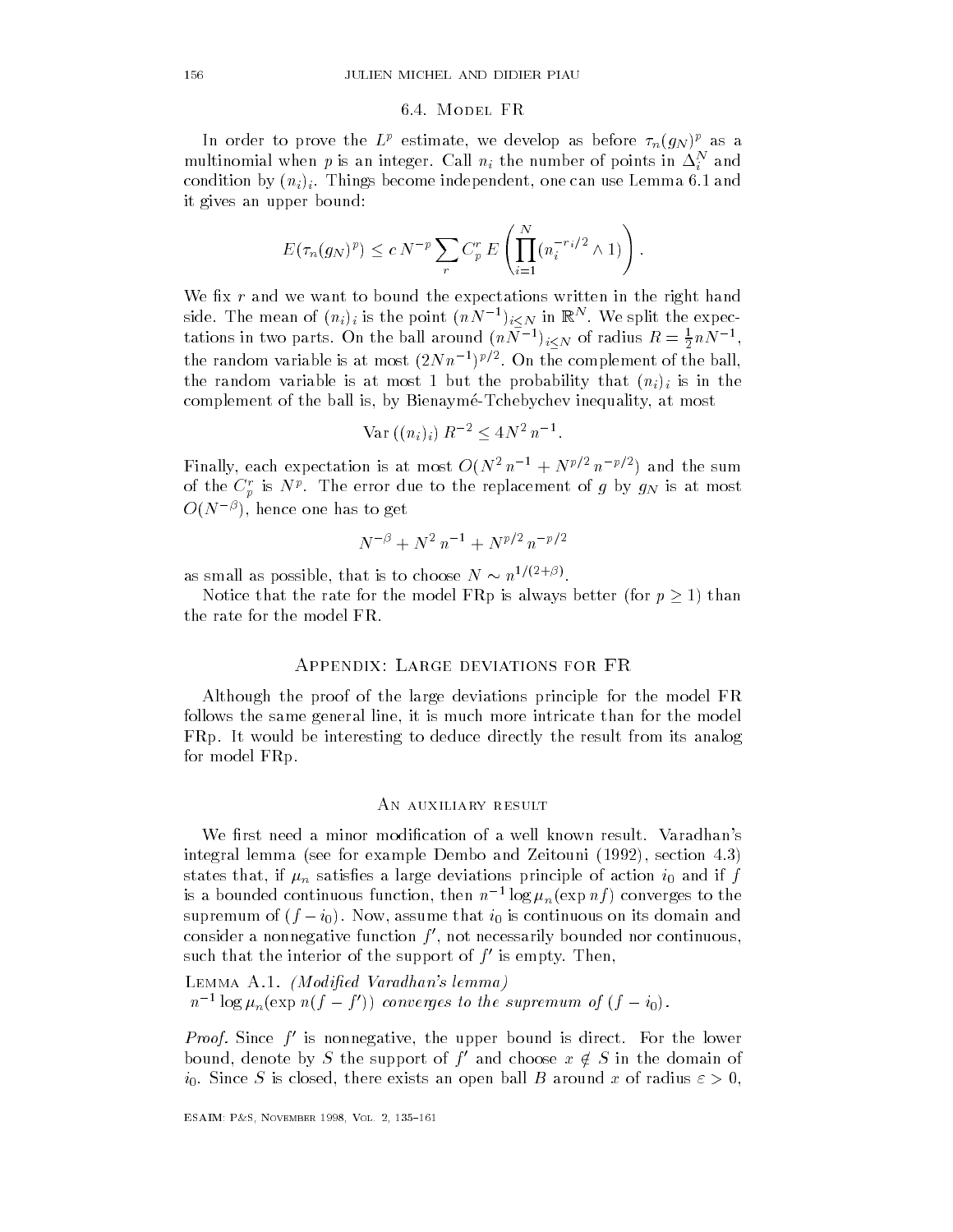### 6.4. Model FR

In order to prove the $L^p$ estimate, we develop as before $\tau_n(g_N)^p$ as a multinomial when $p$ is an integer. Call $n_i$ the number of points in $\Delta_i^N$ and condition by $(n_i)_i$. Things become independent, one can use Lemma 6.1 and it gives an upper bound:

$$E(\tau_n(g_N)^p) \leq c\, N^{-p} \sum_r C_p^r\, E\left(\prod_{i=1}^N (n_i^{-r_i/2} \wedge 1)\right).$$

We fix $r$ and we want to bound the expectations written in the right hand side. The mean of $(n_i)_i$ is the point $(n N^{-1})_{i \leq N}$ in $\mathbb{R}^N$. We split the expectations in two parts. On the ball around $(nN^{-1})_{i\leq N}$ of radius $R = \frac{1}{2} n N^{-1}$, the random variable is at most $(2Nn^{-1})^{p/2}$. On the complement of the ball, the random variable is at most 1 but the probability that $(n_i)_i$ is in the complement of the ball is, by Bienaymé-Tchebychev inequality, at most

$$\text{Var}\,((n_i)_i)\; R^{-2} \leq 4N^2\, n^{-1}.$$

Finally, each expectation is at most $O(N^2\, n^{-1} + N^{p/2}\, n^{-p/2})$ and the sum of the $C_p^r$ is $N^p$. The error due to the replacement of $g$ by $g_N$ is at most $O(N^{-\beta})$, hence one has to get

$$N^{-\beta} + N^2\, n^{-1} + N^{p/2}\, n^{-p/2}$$

as small as possible, that is to choose $N \sim n^{1/(2+\beta)}$.

Notice that the rate for the model FRp is always better (for $p \geq 1$) than the rate for the model FR.

## Appendix: Large deviations for FR

Although the proof of the large deviations principle for the model FR follows the same general line, it is much more intricate than for the model FRp. It would be interesting to deduce directly the result from its analog for model FRp.

### An auxiliary result

We first need a minor modification of a well known result. Varadhan's integral lemma (see for example Dembo and Zeitouni (1992), section 4.3) states that, if $\mu_n$ satisfies a large deviations principle of action $i_0$ and if $f$ is a bounded continuous function, then $n^{-1} \log \mu_n(\exp nf)$ converges to the supremum of $(f - i_0)$. Now, assume that $i_0$ is continuous on its domain and consider a nonnegative function $f'$, not necessarily bounded nor continuous, such that the interior of the support of $f'$ is empty. Then,

Lemma A.1. *(Modified Varadhan's lemma)*
*$n^{-1} \log \mu_n(\exp n(f - f'))$ converges to the supremum of $(f - i_0)$.*

*Proof.* Since $f'$ is nonnegative, the upper bound is direct. For the lower bound, denote by $S$ the support of $f'$ and choose $x \notin S$ in the domain of $i_0$. Since $S$ is closed, there exists an open ball $B$ around $x$ of radius $\varepsilon > 0$,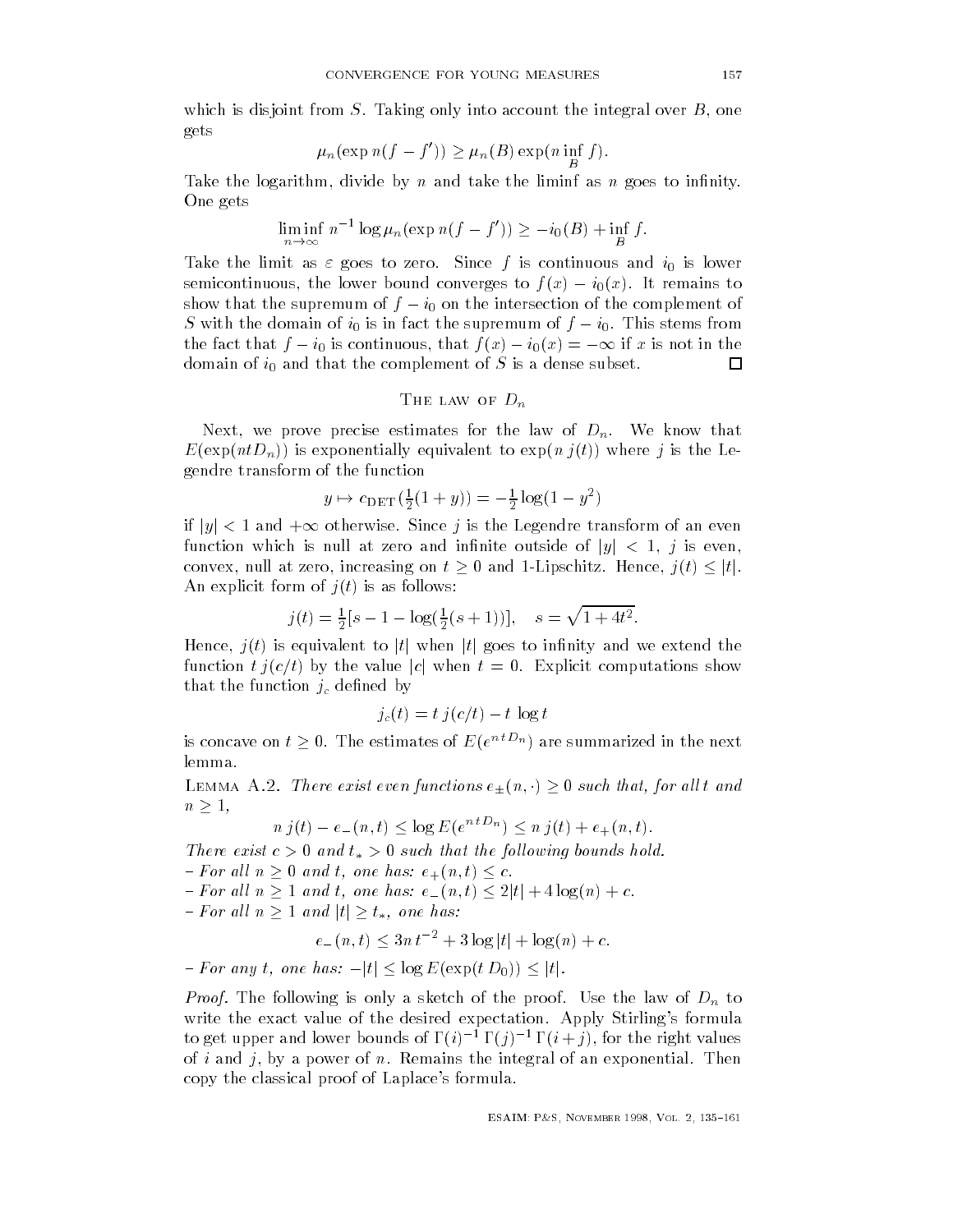which is disjoint from $S$. Taking only into account the integral over $B$, one gets

$$\mu_n(\exp n(f - f')) \geq \mu_n(B) \exp(n \inf_B f).$$

Take the logarithm, divide by $n$ and take the liminf as $n$ goes to infinity. One gets

$$\liminf_{n\to\infty} n^{-1} \log \mu_n(\exp n(f - f')) \geq -i_0(B) + \inf_B f.$$

Take the limit as $\varepsilon$ goes to zero. Since $f$ is continuous and $i_0$ is lower semicontinuous, the lower bound converges to $f(x) - i_0(x)$. It remains to show that the supremum of $f - i_0$ on the intersection of the complement of $S$ with the domain of $i_0$ is in fact the supremum of $f - i_0$. This stems from the fact that $f - i_0$ is continuous, that $f(x) - i_0(x) = -\infty$ if $x$ is not in the domain of $i_0$ and that the complement of $S$ is a dense subset. □

## The law of $D_n$

Next, we prove precise estimates for the law of $D_n$. We know that $E(\exp(ntD_n))$ is exponentially equivalent to $\exp(n\, j(t))$ where $j$ is the Legendre transform of the function

$$y \mapsto c_{\mathrm{DET}}(\tfrac{1}{2}(1+y)) = -\tfrac{1}{2}\log(1 - y^2)$$

if $|y| < 1$ and $+\infty$ otherwise. Since $j$ is the Legendre transform of an even function which is null at zero and infinite outside of $|y| < 1$, $j$ is even, convex, null at zero, increasing on $t \geq 0$ and 1-Lipschitz. Hence, $j(t) \leq |t|$. An explicit form of $j(t)$ is as follows:

$$j(t) = \tfrac{1}{2}[s - 1 - \log(\tfrac{1}{2}(s+1))], \quad s = \sqrt{1 + 4t^2}.$$

Hence, $j(t)$ is equivalent to $|t|$ when $|t|$ goes to infinity and we extend the function $t\, j(c/t)$ by the value $|c|$ when $t = 0$. Explicit computations show that the function $j_c$ defined by

$$j_c(t) = t\, j(c/t) - t\, \log t$$

is concave on $t \geq 0$. The estimates of $E(e^{n\, t D_n})$ are summarized in the next lemma.

Lemma A.2. *There exist even functions $e_\pm(n, \cdot) \geq 0$ such that, for all $t$ and $n \geq 1$,*

$$n\, j(t) - e_-(n, t) \leq \log E(e^{n\, t D_n}) \leq n\, j(t) + e_+(n, t).$$

*There exist $c > 0$ and $t_* > 0$ such that the following bounds hold.*
*– For all $n \geq 0$ and $t$, one has: $e_+(n, t) \leq c$.*
*– For all $n \geq 1$ and $t$, one has: $e_-(n, t) \leq 2|t| + 4 \log(n) + c$.*
*– For all $n \geq 1$ and $|t| \geq t_*$, one has:*

$$e_-(n, t) \leq 3n\, t^{-2} + 3 \log |t| + \log(n) + c.$$

*– For any $t$, one has: $-|t| \leq \log E(\exp(t\, D_0)) \leq |t|$.*

*Proof.* The following is only a sketch of the proof. Use the law of $D_n$ to write the exact value of the desired expectation. Apply Stirling's formula to get upper and lower bounds of $\Gamma(i)^{-1}\, \Gamma(j)^{-1}\, \Gamma(i + j)$, for the right values of $i$ and $j$, by a power of $n$. Remains the integral of an exponential. Then copy the classical proof of Laplace's formula.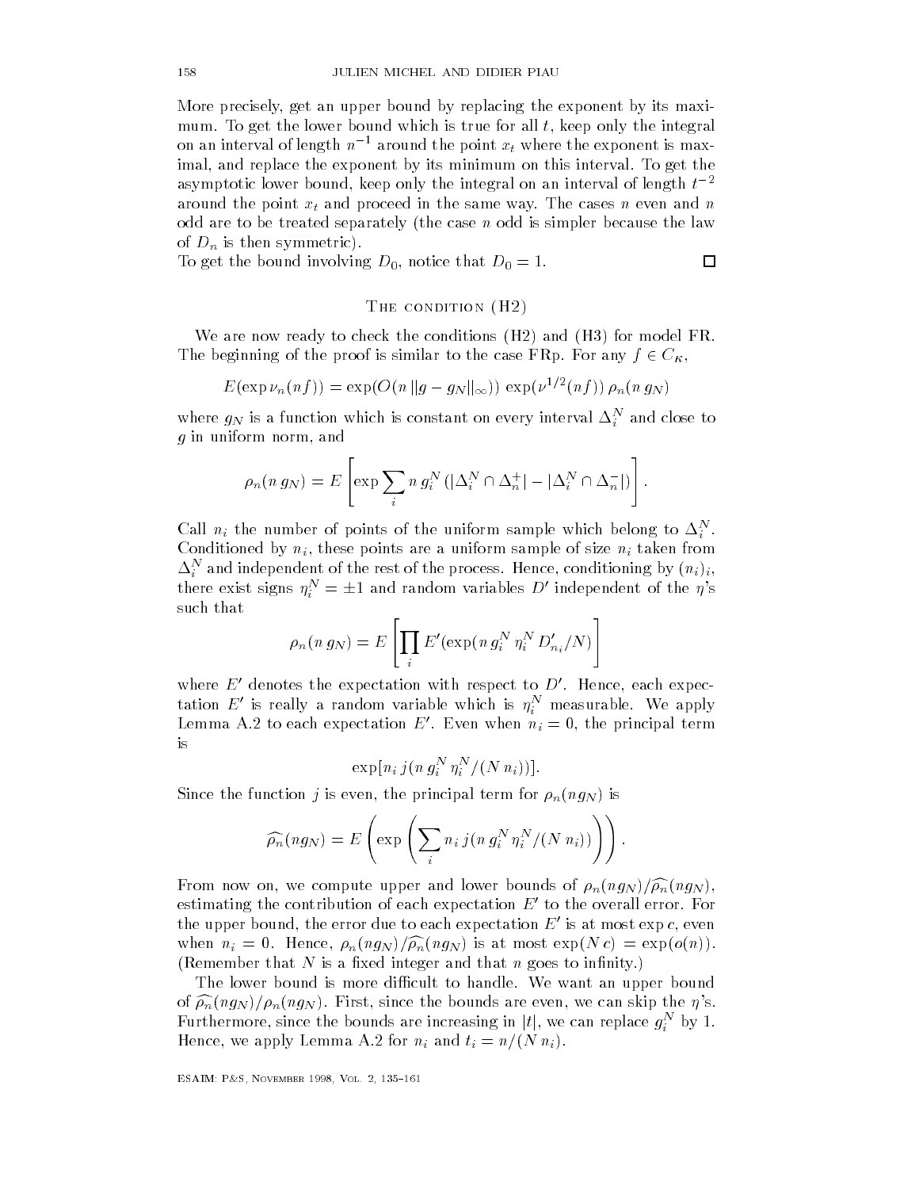More precisely, get an upper bound by replacing the exponent by its maximum. To get the lower bound which is true for all $t$, keep only the integral on an interval of length $n^{-1}$ around the point $x_t$ where the exponent is maximal, and replace the exponent by its minimum on this interval. To get the asymptotic lower bound, keep only the integral on an interval of length $t^{-2}$ around the point $x_t$ and proceed in the same way. The cases $n$ even and $n$ odd are to be treated separately (the case $n$ odd is simpler because the law of $D_n$ is then symmetric).

To get the bound involving $D_0$, notice that $D_0 = 1$. $\square$

## The condition (H2)

We are now ready to check the conditions (H2) and (H3) for model FR. The beginning of the proof is similar to the case FRp. For any $f \in C_K$,

$$E(\exp \nu_n(nf)) = \exp(O(n\,\|g - g_N\|_\infty))\, \exp(\nu^{1/2}(nf))\, \rho_n(n\, g_N)$$

where $g_N$ is a function which is constant on every interval $\Delta_i^N$ and close to $g$ in uniform norm, and

$$\rho_n(n\, g_N) = E\left[\exp \sum_i n\, g_i^N\, (|\Delta_i^N \cap \Delta_n^+| - |\Delta_i^N \cap \Delta_n^-|)\right].$$

Call $n_i$ the number of points of the uniform sample which belong to $\Delta_i^N$. Conditioned by $n_i$, these points are a uniform sample of size $n_i$ taken from $\Delta_i^N$ and independent of the rest of the process. Hence, conditioning by $(n_i)_i$, there exist signs $\eta_i^N = \pm 1$ and random variables $D'$ independent of the $\eta$'s such that

$$\rho_n(n\, g_N) = E\left[\prod_i E'(\exp(n\, g_i^N\, \eta_i^N\, D'_{n_i}/N)\right]$$

where $E'$ denotes the expectation with respect to $D'$. Hence, each expectation $E'$ is really a random variable which is $\eta_i^N$ measurable. We apply Lemma A.2 to each expectation $E'$. Even when $n_i = 0$, the principal term is

$$\exp[n_i\, j(n\, g_i^N\, \eta_i^N/(N\, n_i))].$$

Since the function $j$ is even, the principal term for $\rho_n(ng_N)$ is

$$\widehat{\rho_n}(ng_N) = E\left(\exp\left(\sum_i n_i\, j(n\, g_i^N\, \eta_i^N/(N\, n_i))\right)\right).$$

From now on, we compute upper and lower bounds of $\rho_n(ng_N)/\widehat{\rho_n}(ng_N)$, estimating the contribution of each expectation $E'$ to the overall error. For the upper bound, the error due to each expectation $E'$ is at most $\exp c$, even when $n_i = 0$. Hence, $\rho_n(ng_N)/\widehat{\rho_n}(ng_N)$ is at most $\exp(N\, c) = \exp(o(n))$. (Remember that $N$ is a fixed integer and that $n$ goes to infinity.)

The lower bound is more difficult to handle. We want an upper bound of $\widehat{\rho_n}(ng_N)/\rho_n(ng_N)$. First, since the bounds are even, we can skip the $\eta$'s. Furthermore, since the bounds are increasing in $|t|$, we can replace $g_i^N$ by 1. Hence, we apply Lemma A.2 for $n_i$ and $t_i = n/(N\, n_i)$.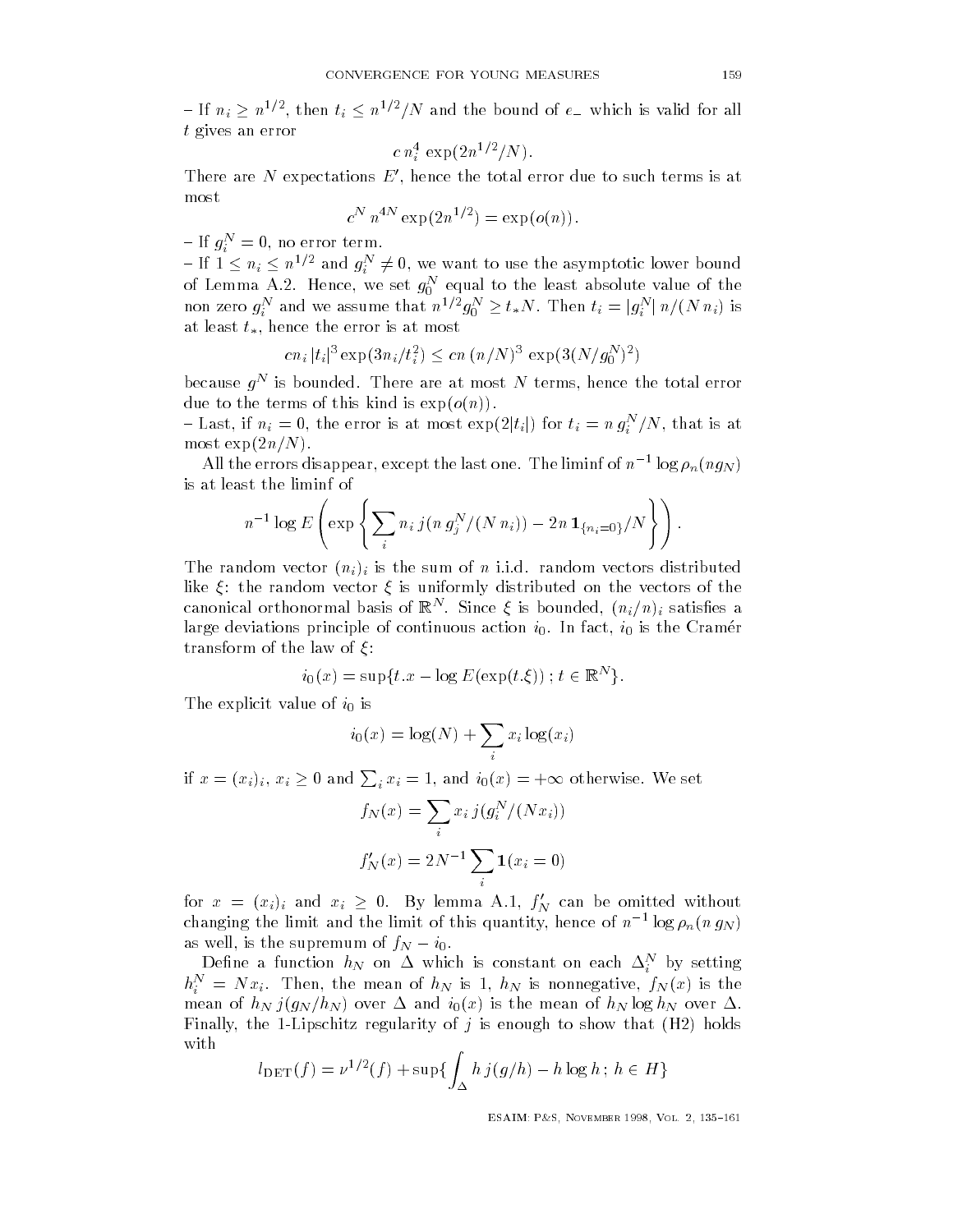– If $n_i \geq n^{1/2}$, then $t_i \leq n^{1/2}/N$ and the bound of $e_-$ which is valid for all $t$ gives an error

$$c\, n_i^4 \exp(2n^{1/2}/N).$$

There are $N$ expectations $E'$, hence the total error due to such terms is at most

$$c^N\, n^{4N} \exp(2n^{1/2}) = \exp(o(n)).$$

– If $g_i^N = 0$, no error term.

– If $1 \leq n_i \leq n^{1/2}$ and $g_i^N \neq 0$, we want to use the asymptotic lower bound of Lemma A.2. Hence, we set $g_0^N$ equal to the least absolute value of the non zero $g_i^N$ and we assume that $n^{1/2} g_0^N \geq t_* N$. Then $t_i = |g_i^N|\, n/(N\, n_i)$ is at least $t_*$, hence the error is at most

$$cn_i\, |t_i|^3 \exp(3n_i/t_i^2) \leq cn\, (n/N)^3 \exp(3(N/g_0^N)^2)$$

because $g^N$ is bounded. There are at most $N$ terms, hence the total error due to the terms of this kind is $\exp(o(n))$.

– Last, if $n_i = 0$, the error is at most $\exp(2|t_i|)$ for $t_i = n\, g_i^N/N$, that is at most $\exp(2n/N)$.

All the errors disappear, except the last one. The liminf of $n^{-1} \log \rho_n(n g_N)$ is at least the liminf of

$$n^{-1} \log E\left(\exp\left\{\sum_i n_i\, j(n\, g_j^N/(N\, n_i)) - 2n\, \mathbf{1}_{\{n_i=0\}}/N\right\}\right).$$

The random vector $(n_i)_i$ is the sum of $n$ i.i.d. random vectors distributed like $\xi$: the random vector $\xi$ is uniformly distributed on the vectors of the canonical orthonormal basis of $\mathbb{R}^N$. Since $\xi$ is bounded, $(n_i/n)_i$ satisfies a large deviations principle of continuous action $i_0$. In fact, $i_0$ is the Cramér transform of the law of $\xi$:

$$i_0(x) = \sup\{t.x - \log E(\exp(t.\xi))\,;\, t \in \mathbb{R}^N\}.$$

The explicit value of $i_0$ is

$$i_0(x) = \log(N) + \sum_i x_i \log(x_i)$$

if $x = (x_i)_i$, $x_i \geq 0$ and $\sum_i x_i = 1$, and $i_0(x) = +\infty$ otherwise. We set

$$f_N(x) = \sum_i x_i\, j(g_i^N/(Nx_i))$$

$$f_N'(x) = 2N^{-1} \sum_i \mathbf{1}(x_i = 0)$$

for $x = (x_i)_i$ and $x_i \geq 0$. By lemma A.1, $f_N'$ can be omitted without changing the limit and the limit of this quantity, hence of $n^{-1} \log \rho_n(n\, g_N)$ as well, is the supremum of $f_N - i_0$.

Define a function $h_N$ on $\Delta$ which is constant on each $\Delta_i^N$ by setting $h_i^N = Nx_i$. Then, the mean of $h_N$ is 1, $h_N$ is nonnegative, $f_N(x)$ is the mean of $h_N\, j(g_N/h_N)$ over $\Delta$ and $i_0(x)$ is the mean of $h_N \log h_N$ over $\Delta$. Finally, the 1-Lipschitz regularity of $j$ is enough to show that (H2) holds with

$$l_{\mathrm{DET}}(f) = \nu^{1/2}(f) + \sup\{\int_\Delta h\, j(g/h) - h \log h\,;\, h \in H\}$$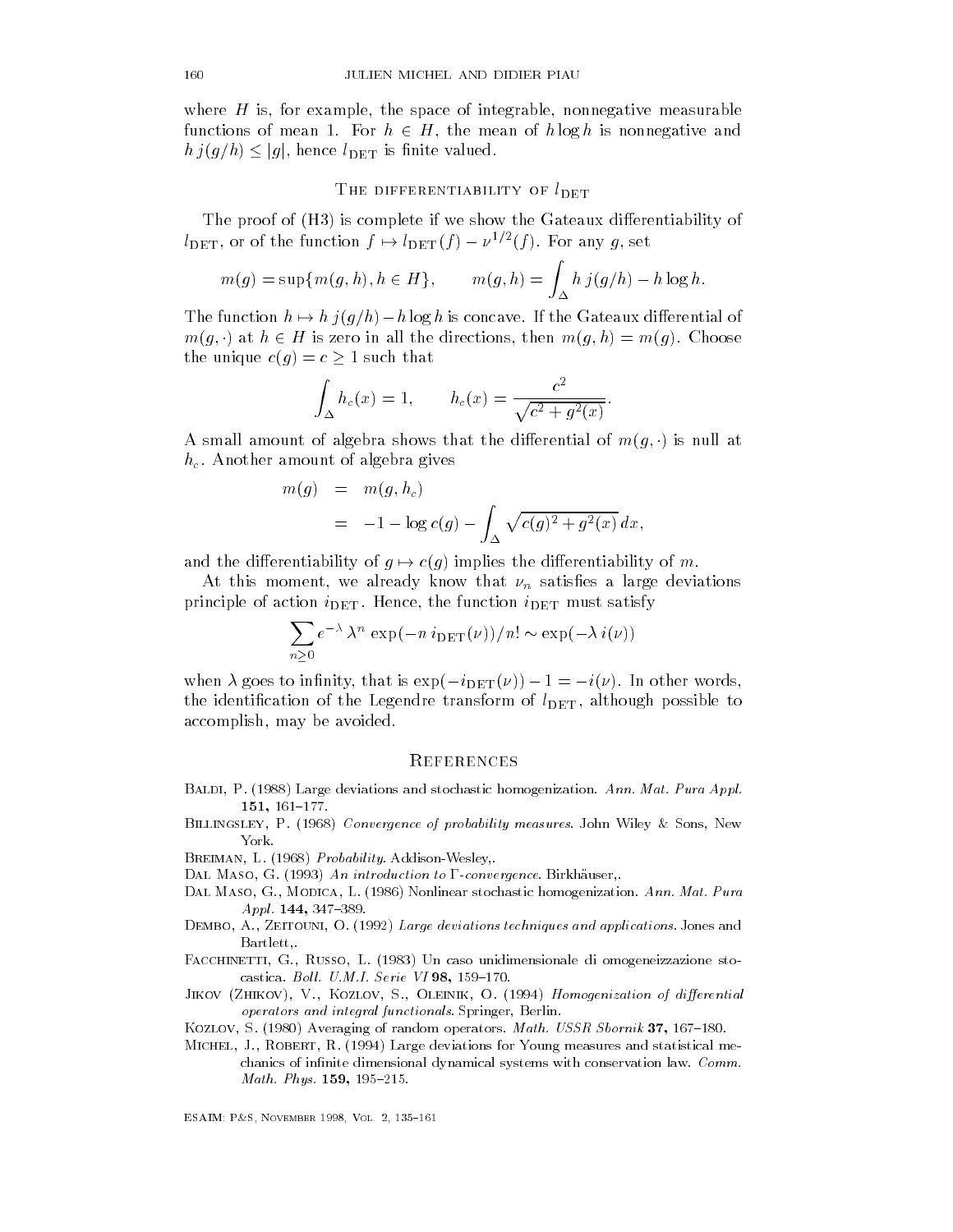where $H$ is, for example, the space of integrable, nonnegative measurable functions of mean 1. For $h \in H$, the mean of $h \log h$ is nonnegative and $h\, j(g/h) \leq |g|$, hence $l_{\rm DET}$ is finite valued.

### The differentiability of $l_{\rm DET}$

The proof of (H3) is complete if we show the Gateaux differentiability of $l_{\rm DET}$, or of the function $f \mapsto l_{\rm DET}(f) - \nu^{1/2}(f)$. For any $g$, set

$$m(g) = \sup\{m(g,h), h \in H\}, \qquad m(g,h) = \int_\Delta h\, j(g/h) - h \log h.$$

The function $h \mapsto h\, j(g/h) - h \log h$ is concave. If the Gateaux differential of $m(g,\cdot)$ at $h \in H$ is zero in all the directions, then $m(g,h) = m(g)$. Choose the unique $c(g) = c \geq 1$ such that

$$\int_\Delta h_c(x) = 1, \qquad h_c(x) = \frac{c^2}{\sqrt{c^2 + g^2(x)}}.$$

A small amount of algebra shows that the differential of $m(g,\cdot)$ is null at $h_c$. Another amount of algebra gives

$$\begin{aligned} m(g) &= m(g, h_c) \\ &= -1 - \log c(g) - \int_\Delta \sqrt{c(g)^2 + g^2(x)}\, dx, \end{aligned}$$

and the differentiability of $g \mapsto c(g)$ implies the differentiability of $m$.

At this moment, we already know that $\nu_n$ satisfies a large deviations principle of action $i_{\rm DET}$. Hence, the function $i_{\rm DET}$ must satisfy

$$\sum_{n \geq 0} e^{-\lambda}\, \lambda^n \exp(-n\, i_{\rm DET}(\nu))/n! \sim \exp(-\lambda\, i(\nu))$$

when $\lambda$ goes to infinity, that is $\exp(-i_{\rm DET}(\nu)) - 1 = -i(\nu)$. In other words, the identification of the Legendre transform of $l_{\rm DET}$, although possible to accomplish, may be avoided.

## References

- Baldi, P. (1988) Large deviations and stochastic homogenization. *Ann. Mat. Pura Appl.* **151,** 161–177.
- Billingsley, P. (1968) *Convergence of probability measures*. John Wiley & Sons, New York.
- Breiman, L. (1968) *Probability*. Addison-Wesley,.
- Dal Maso, G. (1993) *An introduction to Γ-convergence*. Birkhäuser,.
- Dal Maso, G., Modica, L. (1986) Nonlinear stochastic homogenization. *Ann. Mat. Pura Appl.* **144,** 347–389.
- Dembo, A., Zeitouni, O. (1992) *Large deviations techniques and applications*. Jones and Bartlett,.
- Facchinetti, G., Russo, L. (1983) Un caso unidimensionale di omogeneizzazione stocastica. *Boll. U.M.I. Serie VI* **98,** 159–170.
- Jikov (Zhikov), V., Kozlov, S., Oleinik, O. (1994) *Homogenization of differential operators and integral functionals*. Springer, Berlin.
- Kozlov, S. (1980) Averaging of random operators. *Math. USSR Sbornik* **37,** 167–180.
- Michel, J., Robert, R. (1994) Large deviations for Young measures and statistical mechanics of infinite dimensional dynamical systems with conservation law. *Comm. Math. Phys.* **159,** 195–215.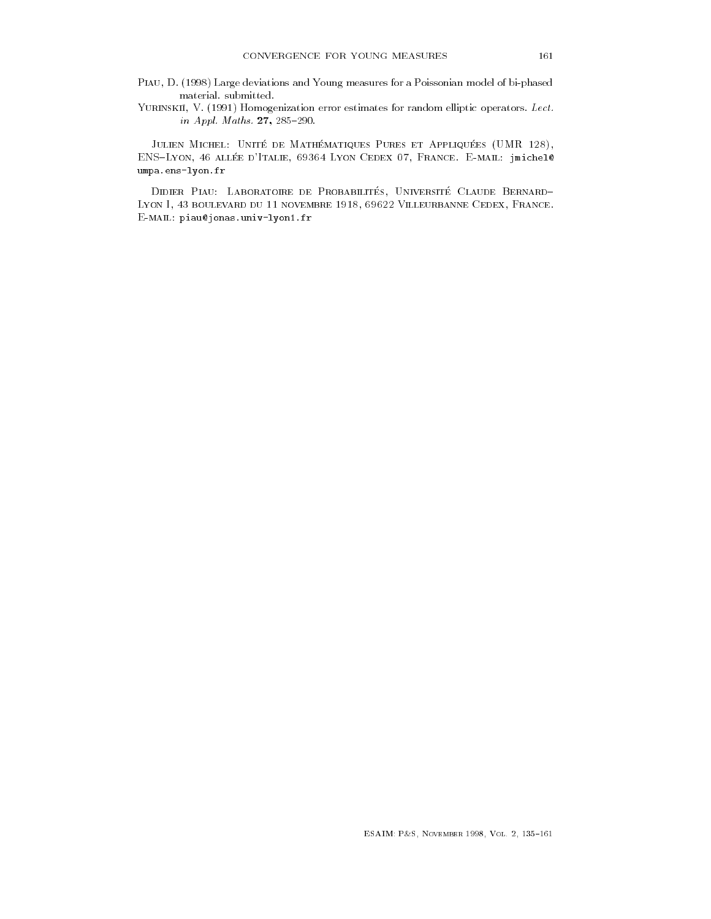Piau, D. (1998) Large deviations and Young measures for a Poissonian model of bi-phased material. submitted.

Yurinskiĭ, V. (1991) Homogenization error estimates for random elliptic operators. *Lect. in Appl. Maths.* **27,** 285–290.

Julien Michel: Unité de Mathématiques Pures et Appliquées (UMR 128), ENS–Lyon, 46 allée d'Italie, 69364 Lyon Cedex 07, France. E-mail: jmichel@umpa.ens-lyon.fr

Didier Piau: Laboratoire de Probabilités, Université Claude Bernard–Lyon I, 43 boulevard du 11 novembre 1918, 69622 Villeurbanne Cedex, France. E-mail: piau@jonas.univ-lyon1.fr